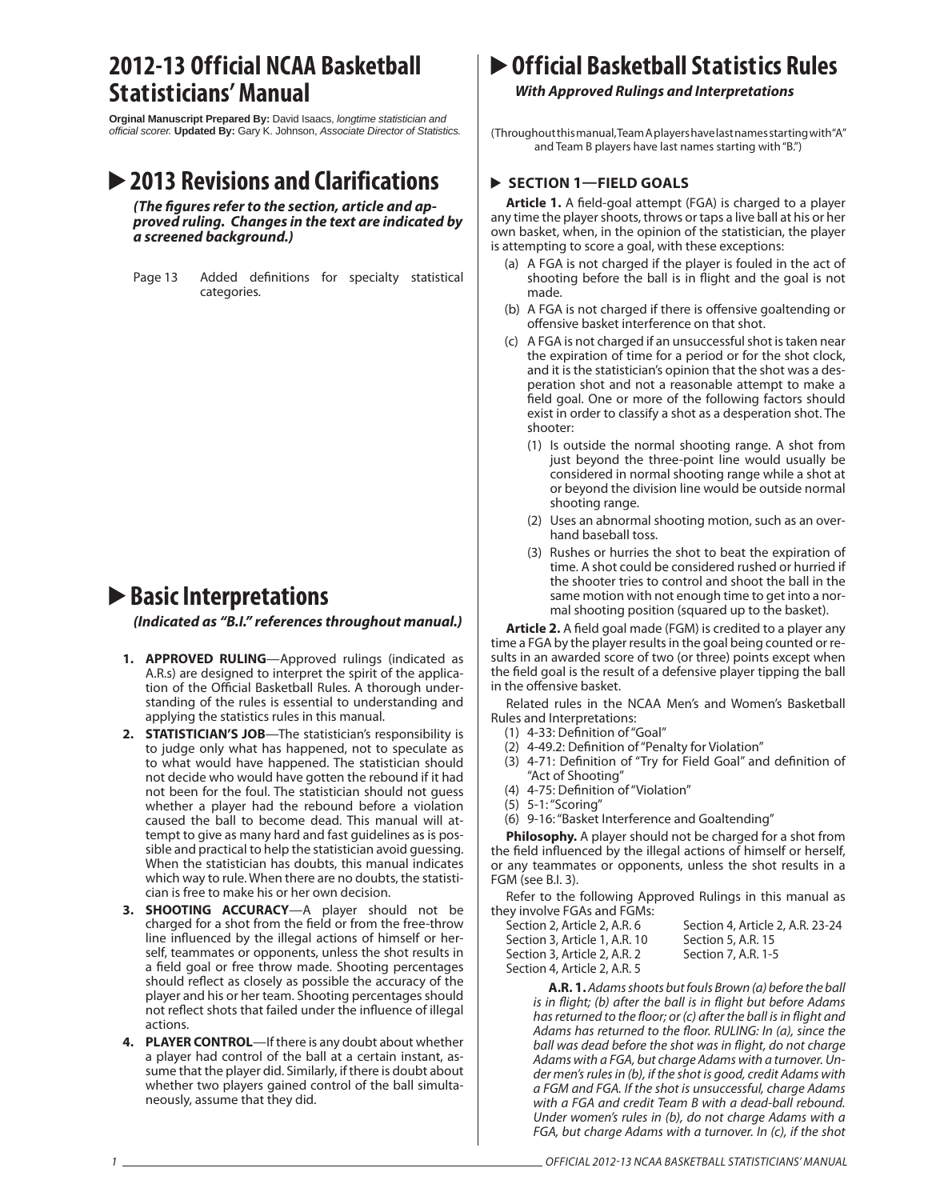# 2012-13 Official NCAA Basketball Statisticians' Manual

**Orginal Manuscript Prepared By:** David Isaacs, *longtime statistician and official scorer.* **Updated By:** Gary K. Johnson, *Associate Director of Statistics.*

## 2013 Revisions and Clarifications

***(The figures refer to the section, article and approved ruling. Changes in the text are indicated by a screened background.)***

Page 13 Added definitions for specialty statistical categories.

## Basic Interpretations

***(Indicated as "B.I." references throughout manual.)***

1. **APPROVED RULING**—Approved rulings (indicated as A.R.s) are designed to interpret the spirit of the application of the Official Basketball Rules. A thorough understanding of the rules is essential to understanding and applying the statistics rules in this manual.
2. **STATISTICIAN'S JOB**—The statistician's responsibility is to judge only what has happened, not to speculate as to what would have happened. The statistician should not decide who would have gotten the rebound if it had not been for the foul. The statistician should not guess whether a player had the rebound before a violation caused the ball to become dead. This manual will attempt to give as many hard and fast guidelines as is possible and practical to help the statistician avoid guessing. When the statistician has doubts, this manual indicates which way to rule. When there are no doubts, the statistician is free to make his or her own decision.
3. **SHOOTING ACCURACY**—A player should not be charged for a shot from the field or from the free-throw line influenced by the illegal actions of himself or herself, teammates or opponents, unless the shot results in a field goal or free throw made. Shooting percentages should reflect as closely as possible the accuracy of the player and his or her team. Shooting percentages should not reflect shots that failed under the influence of illegal actions.
4. **PLAYER CONTROL**—If there is any doubt about whether a player had control of the ball at a certain instant, assume that the player did. Similarly, if there is doubt about whether two players gained control of the ball simultaneously, assume that they did.

## Official Basketball Statistics Rules

***With Approved Rulings and Interpretations***

(Throughout this manual, Team A players have last names starting with "A" and Team B players have last names starting with "B.")

### SECTION 1—FIELD GOALS

**Article 1.** A field-goal attempt (FGA) is charged to a player any time the player shoots, throws or taps a live ball at his or her own basket, when, in the opinion of the statistician, the player is attempting to score a goal, with these exceptions:

(a) A FGA is not charged if the player is fouled in the act of shooting before the ball is in flight and the goal is not made.

(b) A FGA is not charged if there is offensive goaltending or offensive basket interference on that shot.

(c) A FGA is not charged if an unsuccessful shot is taken near the expiration of time for a period or for the shot clock, and it is the statistician's opinion that the shot was a desperation shot and not a reasonable attempt to make a field goal. One or more of the following factors should exist in order to classify a shot as a desperation shot. The shooter:

  (1) Is outside the normal shooting range. A shot from just beyond the three-point line would usually be considered in normal shooting range while a shot at or beyond the division line would be outside normal shooting range.

  (2) Uses an abnormal shooting motion, such as an overhand baseball toss.

  (3) Rushes or hurries the shot to beat the expiration of time. A shot could be considered rushed or hurried if the shooter tries to control and shoot the ball in the same motion with not enough time to get into a normal shooting position (squared up to the basket).

**Article 2.** A field goal made (FGM) is credited to a player any time a FGA by the player results in the goal being counted or results in an awarded score of two (or three) points except when the field goal is the result of a defensive player tipping the ball in the offensive basket.

Related rules in the NCAA Men's and Women's Basketball Rules and Interpretations:

(1) 4-33: Definition of "Goal"
(2) 4-49.2: Definition of "Penalty for Violation"
(3) 4-71: Definition of "Try for Field Goal" and definition of "Act of Shooting"
(4) 4-75: Definition of "Violation"
(5) 5-1: "Scoring"
(6) 9-16: "Basket Interference and Goaltending"

**Philosophy.** A player should not be charged for a shot from the field influenced by the illegal actions of himself or herself, or any teammates or opponents, unless the shot results in a FGM (see B.I. 3).

Refer to the following Approved Rulings in this manual as they involve FGAs and FGMs:

Section 2, Article 2, A.R. 6
Section 3, Article 1, A.R. 10
Section 3, Article 2, A.R. 2
Section 4, Article 2, A.R. 5
Section 4, Article 2, A.R. 23-24
Section 5, A.R. 15
Section 7, A.R. 1-5

**A.R. 1.** *Adams shoots but fouls Brown (a) before the ball is in flight; (b) after the ball is in flight but before Adams has returned to the floor; or (c) after the ball is in flight and Adams has returned to the floor. RULING: In (a), since the ball was dead before the shot was in flight, do not charge Adams with a FGA, but charge Adams with a turnover. Under men's rules in (b), if the shot is good, credit Adams with a FGM and FGA. If the shot is unsuccessful, charge Adams with a FGA and credit Team B with a dead-ball rebound. Under women's rules in (b), do not charge Adams with a FGA, but charge Adams with a turnover. In (c), if the shot*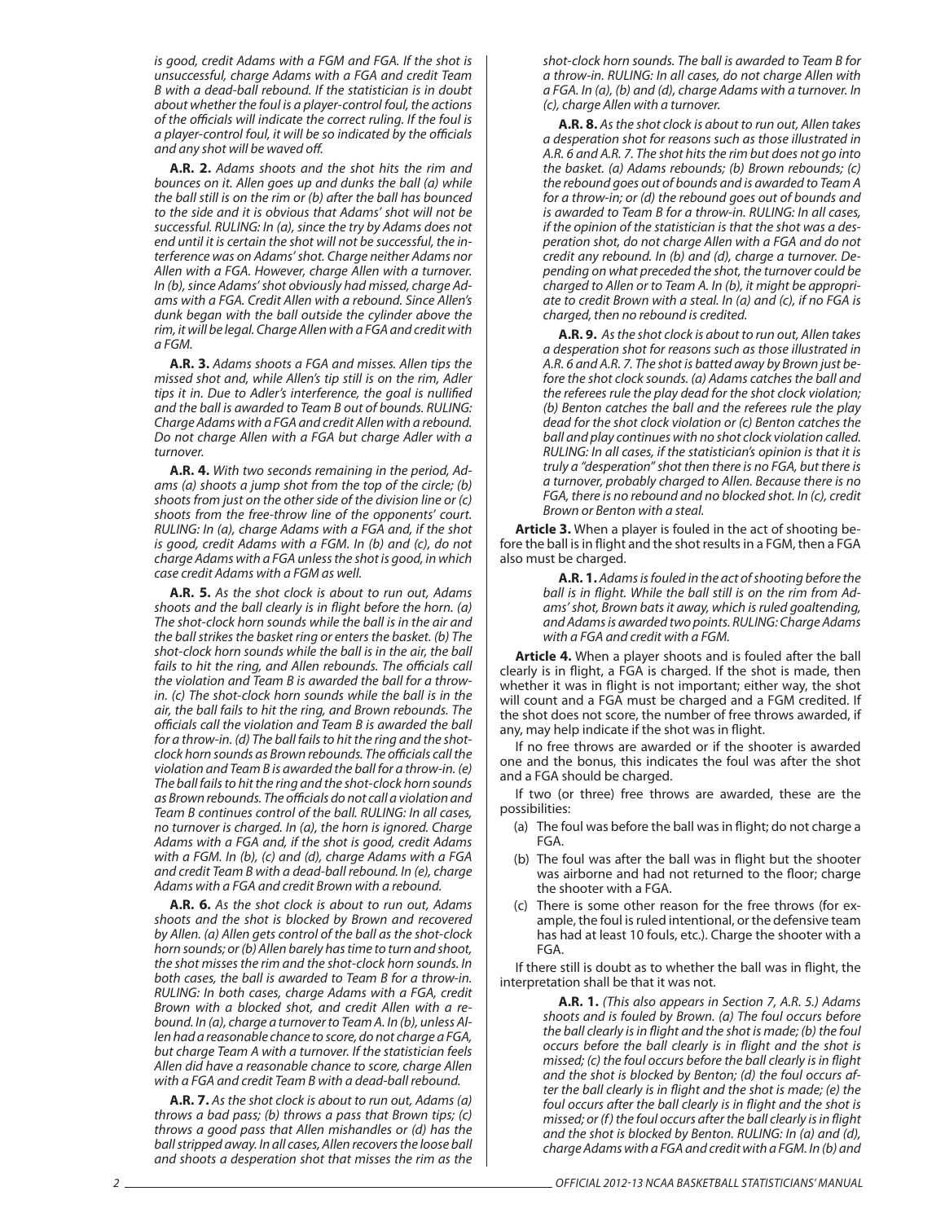*is good, credit Adams with a FGM and FGA. If the shot is unsuccessful, charge Adams with a FGA and credit Team B with a dead-ball rebound. If the statistician is in doubt about whether the foul is a player-control foul, the actions of the officials will indicate the correct ruling. If the foul is a player-control foul, it will be so indicated by the officials and any shot will be waved off.*

**A.R. 2.** *Adams shoots and the shot hits the rim and bounces on it. Allen goes up and dunks the ball (a) while the ball still is on the rim or (b) after the ball has bounced to the side and it is obvious that Adams' shot will not be successful. RULING: In (a), since the try by Adams does not end until it is certain the shot will not be successful, the interference was on Adams' shot. Charge neither Adams nor Allen with a FGA. However, charge Allen with a turnover. In (b), since Adams' shot obviously had missed, charge Adams with a FGA. Credit Allen with a rebound. Since Allen's dunk began with the ball outside the cylinder above the rim, it will be legal. Charge Allen with a FGA and credit with a FGM.*

**A.R. 3.** *Adams shoots a FGA and misses. Allen tips the missed shot and, while Allen's tip still is on the rim, Adler tips it in. Due to Adler's interference, the goal is nullified and the ball is awarded to Team B out of bounds. RULING: Charge Adams with a FGA and credit Allen with a rebound. Do not charge Allen with a FGA but charge Adler with a turnover.*

**A.R. 4.** *With two seconds remaining in the period, Adams (a) shoots a jump shot from the top of the circle; (b) shoots from just on the other side of the division line or (c) shoots from the free-throw line of the opponents' court. RULING: In (a), charge Adams with a FGA and, if the shot is good, credit Adams with a FGM. In (b) and (c), do not charge Adams with a FGA unless the shot is good, in which case credit Adams with a FGM as well.*

**A.R. 5.** *As the shot clock is about to run out, Adams shoots and the ball clearly is in flight before the horn. (a) The shot-clock horn sounds while the ball is in the air and the ball strikes the basket ring or enters the basket. (b) The shot-clock horn sounds while the ball is in the air, the ball fails to hit the ring, and Allen rebounds. The officials call the violation and Team B is awarded the ball for a throw-in. (c) The shot-clock horn sounds while the ball is in the air, the ball fails to hit the ring, and Brown rebounds. The officials call the violation and Team B is awarded the ball for a throw-in. (d) The ball fails to hit the ring and the shot-clock horn sounds as Brown rebounds. The officials call the violation and Team B is awarded the ball for a throw-in. (e) The ball fails to hit the ring and the shot-clock horn sounds as Brown rebounds. The officials do not call a violation and Team B continues control of the ball. RULING: In all cases, no turnover is charged. In (a), the horn is ignored. Charge Adams with a FGA and, if the shot is good, credit Adams with a FGM. In (b), (c) and (d), charge Adams with a FGA and credit Team B with a dead-ball rebound. In (e), charge Adams with a FGA and credit Brown with a rebound.*

**A.R. 6.** *As the shot clock is about to run out, Adams shoots and the shot is blocked by Brown and recovered by Allen. (a) Allen gets control of the ball as the shot-clock horn sounds; or (b) Allen barely has time to turn and shoot, the shot misses the rim and the shot-clock horn sounds. In both cases, the ball is awarded to Team B for a throw-in. RULING: In both cases, charge Adams with a FGA, credit Brown with a blocked shot, and credit Allen with a rebound. In (a), charge a turnover to Team A. In (b), unless Allen had a reasonable chance to score, do not charge a FGA, but charge Team A with a turnover. If the statistician feels Allen did have a reasonable chance to score, charge Allen with a FGA and credit Team B with a dead-ball rebound.*

**A.R. 7.** *As the shot clock is about to run out, Adams (a) throws a bad pass; (b) throws a pass that Brown tips; (c) throws a good pass that Allen mishandles or (d) has the ball stripped away. In all cases, Allen recovers the loose ball and shoots a desperation shot that misses the rim as the shot-clock horn sounds. The ball is awarded to Team B for a throw-in. RULING: In all cases, do not charge Allen with a FGA. In (a), (b) and (d), charge Adams with a turnover. In (c), charge Allen with a turnover.*

**A.R. 8.** *As the shot clock is about to run out, Allen takes a desperation shot for reasons such as those illustrated in A.R. 6 and A.R. 7. The shot hits the rim but does not go into the basket. (a) Adams rebounds; (b) Brown rebounds; (c) the rebound goes out of bounds and is awarded to Team A for a throw-in; or (d) the rebound goes out of bounds and is awarded to Team B for a throw-in. RULING: In all cases, if the opinion of the statistician is that the shot was a desperation shot, do not charge Allen with a FGA and do not credit any rebound. In (b) and (d), charge a turnover. Depending on what preceded the shot, the turnover could be charged to Allen or to Team A. In (b), it might be appropriate to credit Brown with a steal. In (a) and (c), if no FGA is charged, then no rebound is credited.*

**A.R. 9.** *As the shot clock is about to run out, Allen takes a desperation shot for reasons such as those illustrated in A.R. 6 and A.R. 7. The shot is batted away by Brown just before the shot clock sounds. (a) Adams catches the ball and the referees rule the play dead for the shot clock violation; (b) Benton catches the ball and the referees rule the play dead for the shot clock violation or (c) Benton catches the ball and play continues with no shot clock violation called. RULING: In all cases, if the statistician's opinion is that it is truly a "desperation" shot then there is no FGA, but there is a turnover, probably charged to Allen. Because there is no FGA, there is no rebound and no blocked shot. In (c), credit Brown or Benton with a steal.*

**Article 3.** When a player is fouled in the act of shooting before the ball is in flight and the shot results in a FGM, then a FGA also must be charged.

**A.R. 1.** *Adams is fouled in the act of shooting before the ball is in flight. While the ball still is on the rim from Adams' shot, Brown bats it away, which is ruled goaltending, and Adams is awarded two points. RULING: Charge Adams with a FGA and credit with a FGM.*

**Article 4.** When a player shoots and is fouled after the ball clearly is in flight, a FGA is charged. If the shot is made, then whether it was in flight is not important; either way, the shot will count and a FGA must be charged and a FGM credited. If the shot does not score, the number of free throws awarded, if any, may help indicate if the shot was in flight.

If no free throws are awarded or if the shooter is awarded one and the bonus, this indicates the foul was after the shot and a FGA should be charged.

If two (or three) free throws are awarded, these are the possibilities:

(a) The foul was before the ball was in flight; do not charge a FGA.
(b) The foul was after the ball was in flight but the shooter was airborne and had not returned to the floor; charge the shooter with a FGA.
(c) There is some other reason for the free throws (for example, the foul is ruled intentional, or the defensive team has had at least 10 fouls, etc.). Charge the shooter with a FGA.

If there still is doubt as to whether the ball was in flight, the interpretation shall be that it was not.

**A.R. 1.** *(This also appears in Section 7, A.R. 5.) Adams shoots and is fouled by Brown. (a) The foul occurs before the ball clearly is in flight and the shot is made; (b) the foul occurs before the ball clearly is in flight and the shot is missed; (c) the foul occurs before the ball clearly is in flight and the shot is blocked by Benton; (d) the foul occurs after the ball clearly is in flight and the shot is made; (e) the foul occurs after the ball clearly is in flight and the shot is missed; or (f) the foul occurs after the ball clearly is in flight and the shot is blocked by Benton. RULING: In (a) and (d), charge Adams with a FGA and credit with a FGM. In (b) and*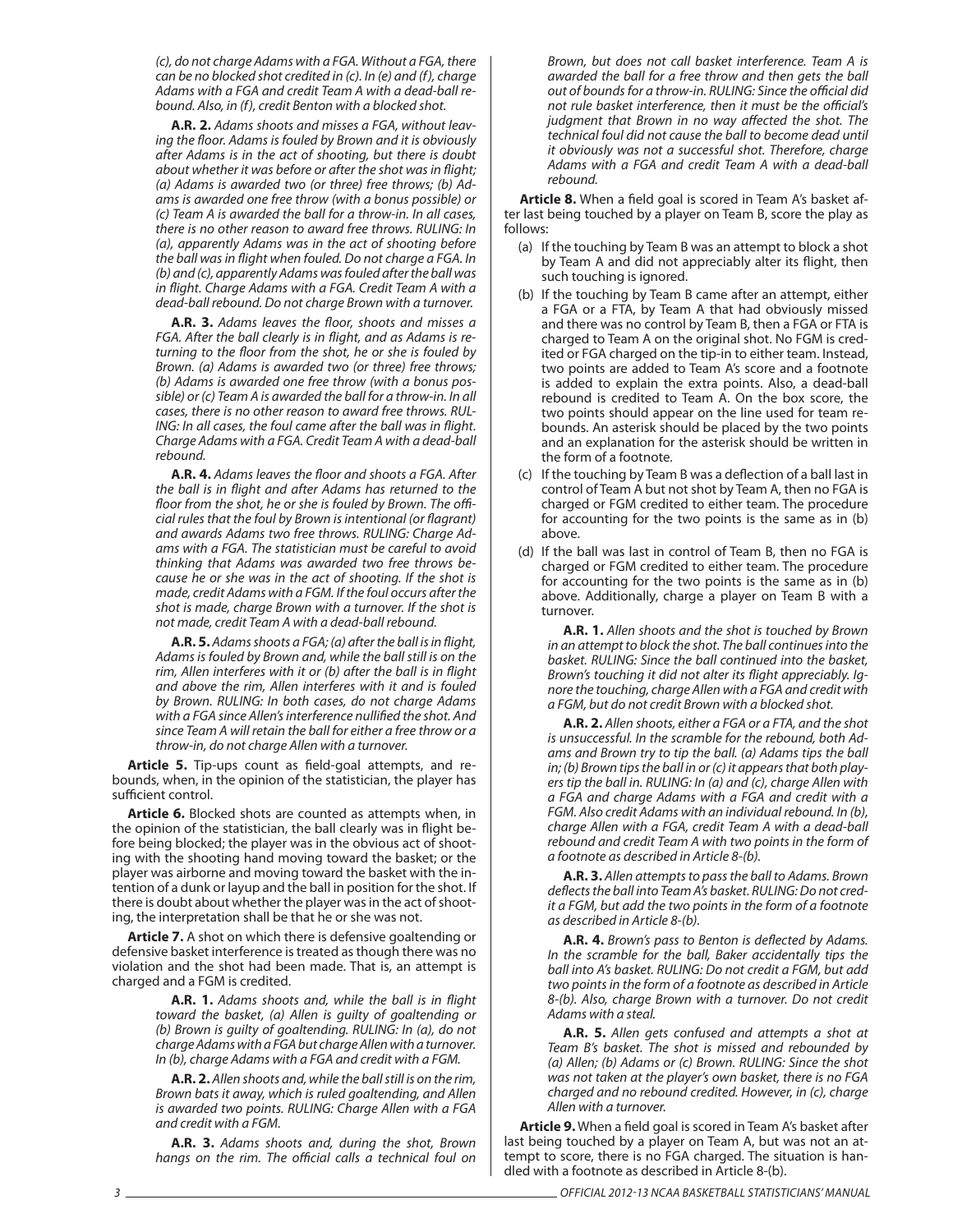*(c), do not charge Adams with a FGA. Without a FGA, there can be no blocked shot credited in (c). In (e) and (f), charge Adams with a FGA and credit Team A with a dead-ball rebound. Also, in (f), credit Benton with a blocked shot.*

**A.R. 2.** *Adams shoots and misses a FGA, without leaving the floor. Adams is fouled by Brown and it is obviously after Adams is in the act of shooting, but there is doubt about whether it was before or after the shot was in flight; (a) Adams is awarded two (or three) free throws; (b) Adams is awarded one free throw (with a bonus possible) or (c) Team A is awarded the ball for a throw-in. In all cases, there is no other reason to award free throws. RULING: In (a), apparently Adams was in the act of shooting before the ball was in flight when fouled. Do not charge a FGA. In (b) and (c), apparently Adams was fouled after the ball was in flight. Charge Adams with a FGA. Credit Team A with a dead-ball rebound. Do not charge Brown with a turnover.*

**A.R. 3.** *Adams leaves the floor, shoots and misses a FGA. After the ball clearly is in flight, and as Adams is returning to the floor from the shot, he or she is fouled by Brown. (a) Adams is awarded two (or three) free throws; (b) Adams is awarded one free throw (with a bonus possible) or (c) Team A is awarded the ball for a throw-in. In all cases, there is no other reason to award free throws. RULING: In all cases, the foul came after the ball was in flight. Charge Adams with a FGA. Credit Team A with a dead-ball rebound.*

**A.R. 4.** *Adams leaves the floor and shoots a FGA. After the ball is in flight and after Adams has returned to the floor from the shot, he or she is fouled by Brown. The official rules that the foul by Brown is intentional (or flagrant) and awards Adams two free throws. RULING: Charge Adams with a FGA. The statistician must be careful to avoid thinking that Adams was awarded two free throws because he or she was in the act of shooting. If the shot is made, credit Adams with a FGM. If the foul occurs after the shot is made, charge Brown with a turnover. If the shot is not made, credit Team A with a dead-ball rebound.*

**A.R. 5.** *Adams shoots a FGA; (a) after the ball is in flight, Adams is fouled by Brown and, while the ball still is on the rim, Allen interferes with it or (b) after the ball is in flight and above the rim, Allen interferes with it and is fouled by Brown. RULING: In both cases, do not charge Adams with a FGA since Allen's interference nullified the shot. And since Team A will retain the ball for either a free throw or a throw-in, do not charge Allen with a turnover.*

**Article 5.** Tip-ups count as field-goal attempts, and rebounds, when, in the opinion of the statistician, the player has sufficient control.

**Article 6.** Blocked shots are counted as attempts when, in the opinion of the statistician, the ball clearly was in flight before being blocked; the player was in the obvious act of shooting with the shooting hand moving toward the basket; or the player was airborne and moving toward the basket with the intention of a dunk or layup and the ball in position for the shot. If there is doubt about whether the player was in the act of shooting, the interpretation shall be that he or she was not.

**Article 7.** A shot on which there is defensive goaltending or defensive basket interference is treated as though there was no violation and the shot had been made. That is, an attempt is charged and a FGM is credited.

**A.R. 1.** *Adams shoots and, while the ball is in flight toward the basket, (a) Allen is guilty of goaltending or (b) Brown is guilty of goaltending. RULING: In (a), do not charge Adams with a FGA but charge Allen with a turnover. In (b), charge Adams with a FGA and credit with a FGM.*

**A.R. 2.** *Allen shoots and, while the ball still is on the rim, Brown bats it away, which is ruled goaltending, and Allen is awarded two points. RULING: Charge Allen with a FGA and credit with a FGM.*

**A.R. 3.** *Adams shoots and, during the shot, Brown hangs on the rim. The official calls a technical foul on Brown, but does not call basket interference. Team A is awarded the ball for a free throw and then gets the ball out of bounds for a throw-in. RULING: Since the official did not rule basket interference, then it must be the official's judgment that Brown in no way affected the shot. The technical foul did not cause the ball to become dead until it obviously was not a successful shot. Therefore, charge Adams with a FGA and credit Team A with a dead-ball rebound.*

**Article 8.** When a field goal is scored in Team A's basket after last being touched by a player on Team B, score the play as follows:

(a) If the touching by Team B was an attempt to block a shot by Team A and did not appreciably alter its flight, then such touching is ignored.

(b) If the touching by Team B came after an attempt, either a FGA or a FTA, by Team A that had obviously missed and there was no control by Team B, then a FGA or FTA is charged to Team A on the original shot. No FGM is credited or FGA charged on the tip-in to either team. Instead, two points are added to Team A's score and a footnote is added to explain the extra points. Also, a dead-ball rebound is credited to Team A. On the box score, the two points should appear on the line used for team rebounds. An asterisk should be placed by the two points and an explanation for the asterisk should be written in the form of a footnote.

(c) If the touching by Team B was a deflection of a ball last in control of Team A but not shot by Team A, then no FGA is charged or FGM credited to either team. The procedure for accounting for the two points is the same as in (b) above.

(d) If the ball was last in control of Team B, then no FGA is charged or FGM credited to either team. The procedure for accounting for the two points is the same as in (b) above. Additionally, charge a player on Team B with a turnover.

**A.R. 1.** *Allen shoots and the shot is touched by Brown in an attempt to block the shot. The ball continues into the basket. RULING: Since the ball continued into the basket, Brown's touching it did not alter its flight appreciably. Ignore the touching, charge Allen with a FGA and credit with a FGM, but do not credit Brown with a blocked shot.*

**A.R. 2.** *Allen shoots, either a FGA or a FTA, and the shot is unsuccessful. In the scramble for the rebound, both Adams and Brown try to tip the ball. (a) Adams tips the ball in; (b) Brown tips the ball in or (c) it appears that both players tip the ball in. RULING: In (a) and (c), charge Allen with a FGA and charge Adams with a FGA and credit with a FGM. Also credit Adams with an individual rebound. In (b), charge Allen with a FGA, credit Team A with a dead-ball rebound and credit Team A with two points in the form of a footnote as described in Article 8-(b).*

**A.R. 3.** *Allen attempts to pass the ball to Adams. Brown deflects the ball into Team A's basket. RULING: Do not credit a FGM, but add the two points in the form of a footnote as described in Article 8-(b).*

**A.R. 4.** *Brown's pass to Benton is deflected by Adams. In the scramble for the ball, Baker accidentally tips the ball into A's basket. RULING: Do not credit a FGM, but add two points in the form of a footnote as described in Article 8-(b). Also, charge Brown with a turnover. Do not credit Adams with a steal.*

**A.R. 5.** *Allen gets confused and attempts a shot at Team B's basket. The shot is missed and rebounded by (a) Allen; (b) Adams or (c) Brown. RULING: Since the shot was not taken at the player's own basket, there is no FGA charged and no rebound credited. However, in (c), charge Allen with a turnover.*

**Article 9.** When a field goal is scored in Team A's basket after last being touched by a player on Team A, but was not an attempt to score, there is no FGA charged. The situation is handled with a footnote as described in Article 8-(b).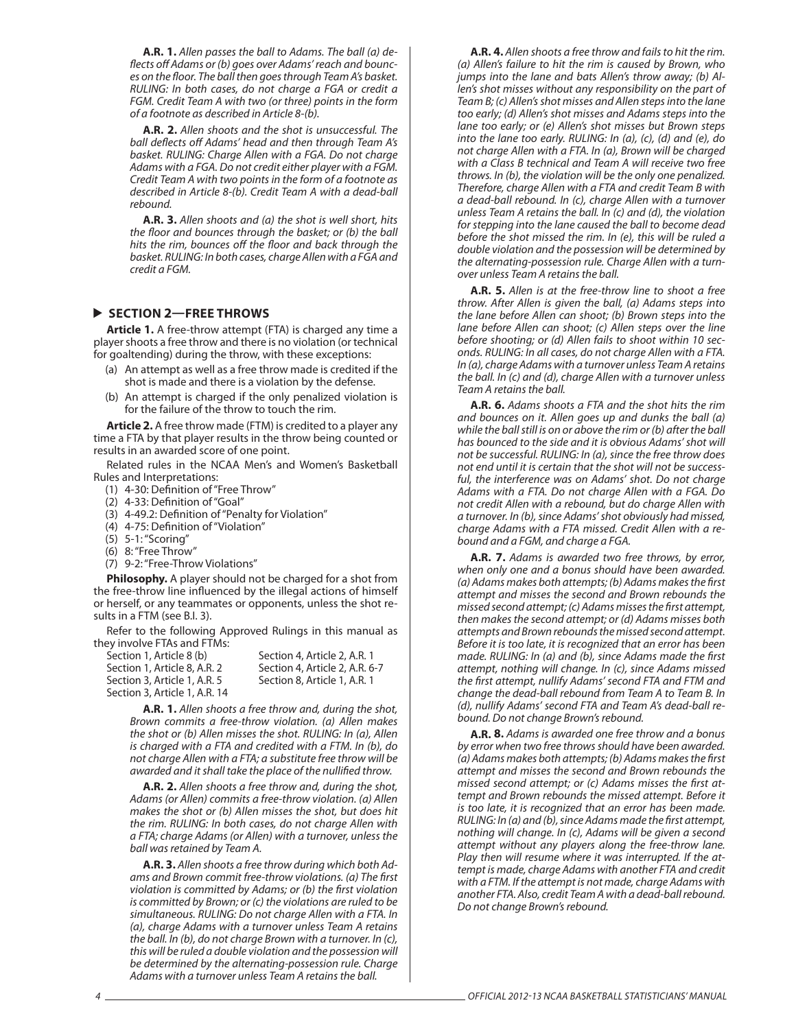**A.R. 1.** *Allen passes the ball to Adams. The ball (a) deflects off Adams or (b) goes over Adams' reach and bounces on the floor. The ball then goes through Team A's basket. RULING: In both cases, do not charge a FGA or credit a FGM. Credit Team A with two (or three) points in the form of a footnote as described in Article 8-(b).*

**A.R. 2.** *Allen shoots and the shot is unsuccessful. The ball deflects off Adams' head and then through Team A's basket. RULING: Charge Allen with a FGA. Do not charge Adams with a FGA. Do not credit either player with a FGM. Credit Team A with two points in the form of a footnote as described in Article 8-(b). Credit Team A with a dead-ball rebound.*

**A.R. 3.** *Allen shoots and (a) the shot is well short, hits the floor and bounces through the basket; or (b) the ball hits the rim, bounces off the floor and back through the basket. RULING: In both cases, charge Allen with a FGA and credit a FGM.*

## SECTION 2—FREE THROWS

**Article 1.** A free-throw attempt (FTA) is charged any time a player shoots a free throw and there is no violation (or technical for goaltending) during the throw, with these exceptions:

(a) An attempt as well as a free throw made is credited if the shot is made and there is a violation by the defense.

(b) An attempt is charged if the only penalized violation is for the failure of the throw to touch the rim.

**Article 2.** A free throw made (FTM) is credited to a player any time a FTA by that player results in the throw being counted or results in an awarded score of one point.

Related rules in the NCAA Men's and Women's Basketball Rules and Interpretations:

(1) 4-30: Definition of "Free Throw"
(2) 4-33: Definition of "Goal"
(3) 4-49.2: Definition of "Penalty for Violation"
(4) 4-75: Definition of "Violation"
(5) 5-1: "Scoring"
(6) 8: "Free Throw"
(7) 9-2: "Free-Throw Violations"

**Philosophy.** A player should not be charged for a shot from the free-throw line influenced by the illegal actions of himself or herself, or any teammates or opponents, unless the shot results in a FTM (see B.I. 3).

Refer to the following Approved Rulings in this manual as they involve FTAs and FTMs:

| | |
|---|---|
| Section 1, Article 8 (b) | Section 4, Article 2, A.R. 1 |
| Section 1, Article 8, A.R. 2 | Section 4, Article 2, A.R. 6-7 |
| Section 3, Article 1, A.R. 5 | Section 8, Article 1, A.R. 1 |
| Section 3, Article 1, A.R. 14 | |

**A.R. 1.** *Allen shoots a free throw and, during the shot, Brown commits a free-throw violation. (a) Allen makes the shot or (b) Allen misses the shot. RULING: In (a), Allen is charged with a FTA and credited with a FTM. In (b), do not charge Allen with a FTA; a substitute free throw will be awarded and it shall take the place of the nullified throw.*

**A.R. 2.** *Allen shoots a free throw and, during the shot, Adams (or Allen) commits a free-throw violation. (a) Allen makes the shot or (b) Allen misses the shot, but does hit the rim. RULING: In both cases, do not charge Allen with a FTA; charge Adams (or Allen) with a turnover, unless the ball was retained by Team A.*

**A.R. 3.** *Allen shoots a free throw during which both Adams and Brown commit free-throw violations. (a) The first violation is committed by Adams; or (b) the first violation is committed by Brown; or (c) the violations are ruled to be simultaneous. RULING: Do not charge Allen with a FTA. In (a), charge Adams with a turnover unless Team A retains the ball. In (b), do not charge Brown with a turnover. In (c), this will be ruled a double violation and the possession will be determined by the alternating-possession rule. Charge Adams with a turnover unless Team A retains the ball.*

**A.R. 4.** *Allen shoots a free throw and fails to hit the rim. (a) Allen's failure to hit the rim is caused by Brown, who jumps into the lane and bats Allen's throw away; (b) Allen's shot misses without any responsibility on the part of Team B; (c) Allen's shot misses and Allen steps into the lane too early; (d) Allen's shot misses and Adams steps into the lane too early; or (e) Allen's shot misses but Brown steps into the lane too early. RULING: In (a), (c), (d) and (e), do not charge Allen with a FTA. In (a), Brown will be charged with a Class B technical and Team A will receive two free throws. In (b), the violation will be the only one penalized. Therefore, charge Allen with a FTA and credit Team B with a dead-ball rebound. In (c), charge Allen with a turnover unless Team A retains the ball. In (c) and (d), the violation for stepping into the lane caused the ball to become dead before the shot missed the rim. In (e), this will be ruled a double violation and the possession will be determined by the alternating-possession rule. Charge Allen with a turnover unless Team A retains the ball.*

**A.R. 5.** *Allen is at the free-throw line to shoot a free throw. After Allen is given the ball, (a) Adams steps into the lane before Allen can shoot; (b) Brown steps into the lane before Allen can shoot; (c) Allen steps over the line before shooting; or (d) Allen fails to shoot within 10 seconds. RULING: In all cases, do not charge Allen with a FTA. In (a), charge Adams with a turnover unless Team A retains the ball. In (c) and (d), charge Allen with a turnover unless Team A retains the ball.*

**A.R. 6.** *Adams shoots a FTA and the shot hits the rim and bounces on it. Allen goes up and dunks the ball (a) while the ball still is on or above the rim or (b) after the ball has bounced to the side and it is obvious Adams' shot will not be successful. RULING: In (a), since the free throw does not end until it is certain that the shot will not be successful, the interference was on Adams' shot. Do not charge Adams with a FTA. Do not charge Allen with a FGA. Do not credit Allen with a rebound, but do charge Allen with a turnover. In (b), since Adams' shot obviously had missed, charge Adams with a FTA missed. Credit Allen with a rebound and a FGM, and charge a FGA.*

**A.R. 7.** *Adams is awarded two free throws, by error, when only one and a bonus should have been awarded. (a) Adams makes both attempts; (b) Adams makes the first attempt and misses the second and Brown rebounds the missed second attempt; (c) Adams misses the first attempt, then makes the second attempt; or (d) Adams misses both attempts and Brown rebounds the missed second attempt. Before it is too late, it is recognized that an error has been made. RULING: In (a) and (b), since Adams made the first attempt, nothing will change. In (c), since Adams missed the first attempt, nullify Adams' second FTA and FTM and change the dead-ball rebound from Team A to Team B. In (d), nullify Adams' second FTA and Team A's dead-ball rebound. Do not change Brown's rebound.*

**A.R. 8.** *Adams is awarded one free throw and a bonus by error when two free throws should have been awarded. (a) Adams makes both attempts; (b) Adams makes the first attempt and misses the second and Brown rebounds the missed second attempt; or (c) Adams misses the first attempt and Brown rebounds the missed attempt. Before it is too late, it is recognized that an error has been made. RULING: In (a) and (b), since Adams made the first attempt, nothing will change. In (c), Adams will be given a second attempt without any players along the free-throw lane. Play then will resume where it was interrupted. If the attempt is made, charge Adams with another FTA and credit with a FTM. If the attempt is not made, charge Adams with another FTA. Also, credit Team A with a dead-ball rebound. Do not change Brown's rebound.*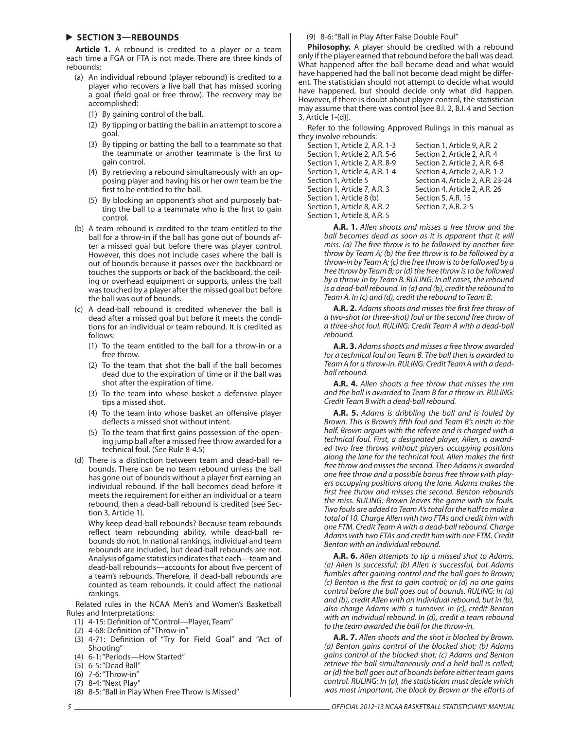## ▶ SECTION 3—REBOUNDS

**Article 1.** A rebound is credited to a player or a team each time a FGA or FTA is not made. There are three kinds of rebounds:

(a) An individual rebound (player rebound) is credited to a player who recovers a live ball that has missed scoring a goal (field goal or free throw). The recovery may be accomplished:

(1) By gaining control of the ball.

(2) By tipping or batting the ball in an attempt to score a goal.

(3) By tipping or batting the ball to a teammate so that the teammate or another teammate is the first to gain control.

(4) By retrieving a rebound simultaneously with an opposing player and having his or her own team be the first to be entitled to the ball.

(5) By blocking an opponent's shot and purposely batting the ball to a teammate who is the first to gain control.

(b) A team rebound is credited to the team entitled to the ball for a throw-in if the ball has gone out of bounds after a missed goal but before there was player control. However, this does not include cases where the ball is out of bounds because it passes over the backboard or touches the supports or back of the backboard, the ceiling or overhead equipment or supports, unless the ball was touched by a player after the missed goal but before the ball was out of bounds.

(c) A dead-ball rebound is credited whenever the ball is dead after a missed goal but before it meets the conditions for an individual or team rebound. It is credited as follows:

(1) To the team entitled to the ball for a throw-in or a free throw.

(2) To the team that shot the ball if the ball becomes dead due to the expiration of time or if the ball was shot after the expiration of time.

(3) To the team into whose basket a defensive player tips a missed shot.

(4) To the team into whose basket an offensive player deflects a missed shot without intent.

(5) To the team that first gains possession of the opening jump ball after a missed free throw awarded for a technical foul. (See Rule 8-4.5)

(d) There is a distinction between team and dead-ball rebounds. There can be no team rebound unless the ball has gone out of bounds without a player first earning an individual rebound. If the ball becomes dead before it meets the requirement for either an individual or a team rebound, then a dead-ball rebound is credited (see Section 3, Article 1).

Why keep dead-ball rebounds? Because team rebounds reflect team rebounding ability, while dead-ball rebounds do not. In national rankings, individual and team rebounds are included, but dead-ball rebounds are not. Analysis of game statistics indicates that each—team and dead-ball rebounds—accounts for about five percent of a team's rebounds. Therefore, if dead-ball rebounds are counted as team rebounds, it could affect the national rankings.

Related rules in the NCAA Men's and Women's Basketball Rules and Interpretations:

(1) 4-15: Definition of "Control—Player, Team"
(2) 4-68: Definition of "Throw-in"
(3) 4-71: Definition of "Try for Field Goal" and "Act of Shooting"
(4) 6-1: "Periods—How Started"
(5) 6-5: "Dead Ball"
(6) 7-6: "Throw-in"
(7) 8-4: "Next Play"
(8) 8-5: "Ball in Play When Free Throw Is Missed"
(9) 8-6: "Ball in Play After False Double Foul"

**Philosophy.** A player should be credited with a rebound only if the player earned that rebound before the ball was dead. What happened after the ball became dead and what would have happened had the ball not become dead might be different. The statistician should not attempt to decide what would have happened, but should decide only what did happen. However, if there is doubt about player control, the statistician may assume that there was control [see B.I. 2, B.I. 4 and Section 3, Article 1-(d)].

Refer to the following Approved Rulings in this manual as they involve rebounds:

Section 1, Article 2, A.R. 1-3
Section 1, Article 2, A.R. 5-6
Section 1, Article 2, A.R. 8-9
Section 1, Article 4, A.R. 1-4
Section 1, Article 5
Section 1, Article 7, A.R. 3
Section 1, Article 8 (b)
Section 1, Article 8, A.R. 2
Section 1, Article 8, A.R. 5
Section 1, Article 9, A.R. 2
Section 2, Article 2, A.R. 4
Section 2, Article 2, A.R. 6-8
Section 4, Article 2, A.R. 1-2
Section 4, Article 2, A.R. 23-24
Section 4, Article 2, A.R. 26
Section 5, A.R. 15
Section 7, A.R. 2-5

**A.R. 1.** *Allen shoots and misses a free throw and the ball becomes dead as soon as it is apparent that it will miss. (a) The free throw is to be followed by another free throw by Team A; (b) the free throw is to be followed by a throw-in by Team A; (c) the free throw is to be followed by a free throw by Team B; or (d) the free throw is to be followed by a throw-in by Team B. RULING: In all cases, the rebound is a dead-ball rebound. In (a) and (b), credit the rebound to Team A. In (c) and (d), credit the rebound to Team B.*

**A.R. 2.** *Adams shoots and misses the first free throw of a two-shot (or three-shot) foul or the second free throw of a three-shot foul. RULING: Credit Team A with a dead-ball rebound.*

**A.R. 3.** *Adams shoots and misses a free throw awarded for a technical foul on Team B. The ball then is awarded to Team A for a throw-in. RULING: Credit Team A with a dead-ball rebound.*

**A.R. 4.** *Allen shoots a free throw that misses the rim and the ball is awarded to Team B for a throw-in. RULING: Credit Team B with a dead-ball rebound.*

**A.R. 5.** *Adams is dribbling the ball and is fouled by Brown. This is Brown's fifth foul and Team B's ninth in the half. Brown argues with the referee and is charged with a technical foul. First, a designated player, Allen, is awarded two free throws without players occupying positions along the lane for the technical foul. Allen makes the first free throw and misses the second. Then Adams is awarded one free throw and a possible bonus free throw with players occupying positions along the lane. Adams makes the first free throw and misses the second. Benton rebounds the miss. RULING: Brown leaves the game with six fouls. Two fouls are added to Team A's total for the half to make a total of 10. Charge Allen with two FTAs and credit him with one FTM. Credit Team A with a dead-ball rebound. Charge Adams with two FTAs and credit him with one FTM. Credit Benton with an individual rebound.*

**A.R. 6.** *Allen attempts to tip a missed shot to Adams. (a) Allen is successful; (b) Allen is successful, but Adams fumbles after gaining control and the ball goes to Brown; (c) Benton is the first to gain control; or (d) no one gains control before the ball goes out of bounds. RULING: In (a) and (b), credit Allen with an individual rebound, but in (b), also charge Adams with a turnover. In (c), credit Benton with an individual rebound. In (d), credit a team rebound to the team awarded the ball for the throw-in.*

**A.R. 7.** *Allen shoots and the shot is blocked by Brown. (a) Benton gains control of the blocked shot; (b) Adams gains control of the blocked shot; (c) Adams and Benton retrieve the ball simultaneously and a held ball is called; or (d) the ball goes out of bounds before either team gains control. RULING: In (a), the statistician must decide which was most important, the block by Brown or the efforts of*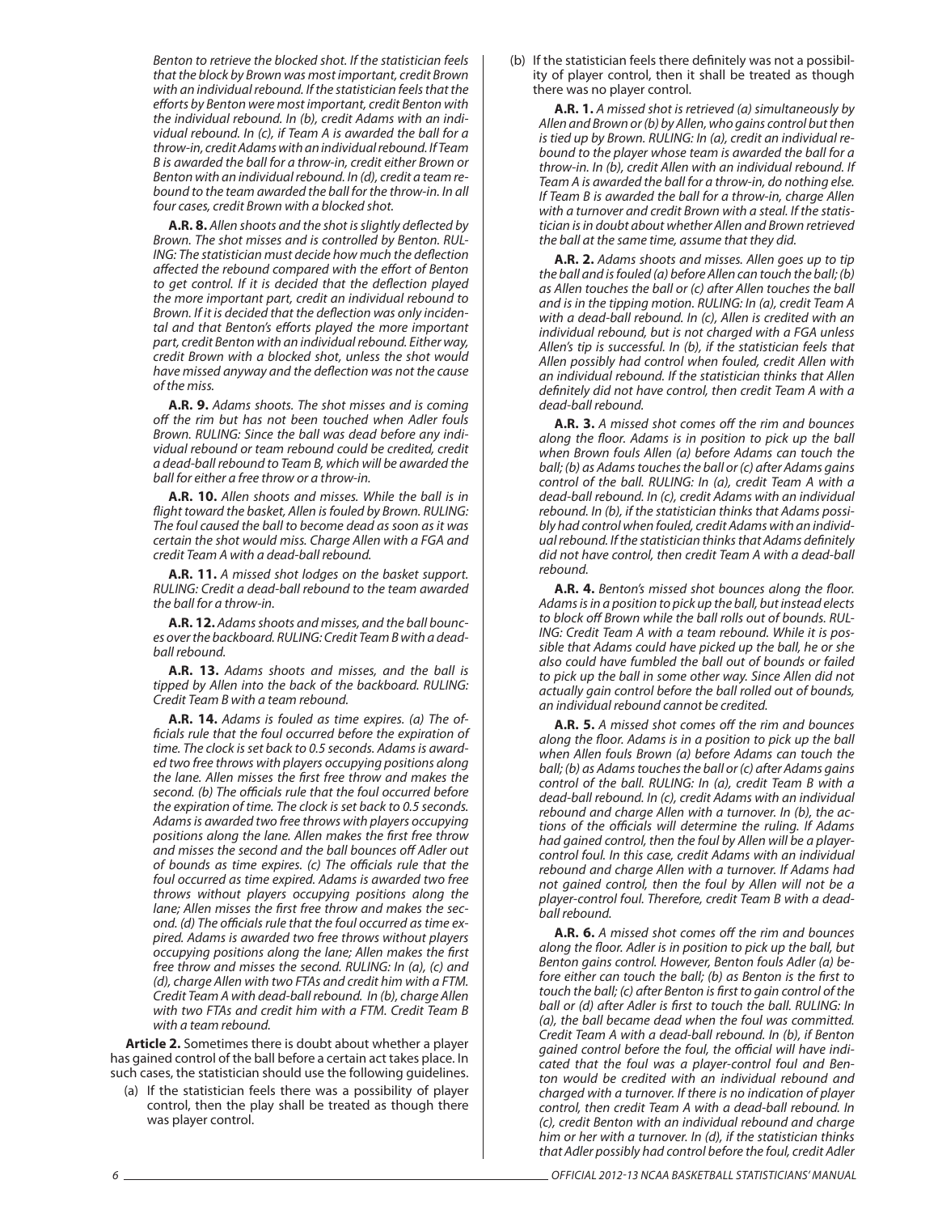*Benton to retrieve the blocked shot. If the statistician feels that the block by Brown was most important, credit Brown with an individual rebound. If the statistician feels that the efforts by Benton were most important, credit Benton with the individual rebound. In (b), credit Adams with an individual rebound. In (c), if Team A is awarded the ball for a throw-in, credit Adams with an individual rebound. If Team B is awarded the ball for a throw-in, credit either Brown or Benton with an individual rebound. In (d), credit a team rebound to the team awarded the ball for the throw-in. In all four cases, credit Brown with a blocked shot.*

**A.R. 8.** *Allen shoots and the shot is slightly deflected by Brown. The shot misses and is controlled by Benton. RULING: The statistician must decide how much the deflection affected the rebound compared with the effort of Benton to get control. If it is decided that the deflection played the more important part, credit an individual rebound to Brown. If it is decided that the deflection was only incidental and that Benton's efforts played the more important part, credit Benton with an individual rebound. Either way, credit Brown with a blocked shot, unless the shot would have missed anyway and the deflection was not the cause of the miss.*

**A.R. 9.** *Adams shoots. The shot misses and is coming off the rim but has not been touched when Adler fouls Brown. RULING: Since the ball was dead before any individual rebound or team rebound could be credited, credit a dead-ball rebound to Team B, which will be awarded the ball for either a free throw or a throw-in.*

**A.R. 10.** *Allen shoots and misses. While the ball is in flight toward the basket, Allen is fouled by Brown. RULING: The foul caused the ball to become dead as soon as it was certain the shot would miss. Charge Allen with a FGA and credit Team A with a dead-ball rebound.*

**A.R. 11.** *A missed shot lodges on the basket support. RULING: Credit a dead-ball rebound to the team awarded the ball for a throw-in.*

**A.R. 12.** *Adams shoots and misses, and the ball bounces over the backboard. RULING: Credit Team B with a dead-ball rebound.*

**A.R. 13.** *Adams shoots and misses, and the ball is tipped by Allen into the back of the backboard. RULING: Credit Team B with a team rebound.*

**A.R. 14.** *Adams is fouled as time expires. (a) The officials rule that the foul occurred before the expiration of time. The clock is set back to 0.5 seconds. Adams is awarded two free throws with players occupying positions along the lane. Allen misses the first free throw and makes the second. (b) The officials rule that the foul occurred before the expiration of time. The clock is set back to 0.5 seconds. Adams is awarded two free throws with players occupying positions along the lane. Allen makes the first free throw and misses the second and the ball bounces off Adler out of bounds as time expires. (c) The officials rule that the foul occurred as time expired. Adams is awarded two free throws without players occupying positions along the lane; Allen misses the first free throw and makes the second. (d) The officials rule that the foul occurred as time expired. Adams is awarded two free throws without players occupying positions along the lane; Allen makes the first free throw and misses the second. RULING: In (a), (c) and (d), charge Allen with two FTAs and credit him with a FTM. Credit Team A with dead-ball rebound. In (b), charge Allen with two FTAs and credit him with a FTM. Credit Team B with a team rebound.*

**Article 2.** Sometimes there is doubt about whether a player has gained control of the ball before a certain act takes place. In such cases, the statistician should use the following guidelines.

(a) If the statistician feels there was a possibility of player control, then the play shall be treated as though there was player control.

(b) If the statistician feels there definitely was not a possibility of player control, then it shall be treated as though there was no player control.

**A.R. 1.** *A missed shot is retrieved (a) simultaneously by Allen and Brown or (b) by Allen, who gains control but then is tied up by Brown. RULING: In (a), credit an individual rebound to the player whose team is awarded the ball for a throw-in. In (b), credit Allen with an individual rebound. If Team A is awarded the ball for a throw-in, do nothing else. If Team B is awarded the ball for a throw-in, charge Allen with a turnover and credit Brown with a steal. If the statistician is in doubt about whether Allen and Brown retrieved the ball at the same time, assume that they did.*

**A.R. 2.** *Adams shoots and misses. Allen goes up to tip the ball and is fouled (a) before Allen can touch the ball; (b) as Allen touches the ball or (c) after Allen touches the ball and is in the tipping motion. RULING: In (a), credit Team A with a dead-ball rebound. In (c), Allen is credited with an individual rebound, but is not charged with a FGA unless Allen's tip is successful. In (b), if the statistician feels that Allen possibly had control when fouled, credit Allen with an individual rebound. If the statistician thinks that Allen definitely did not have control, then credit Team A with a dead-ball rebound.*

**A.R. 3.** *A missed shot comes off the rim and bounces along the floor. Adams is in position to pick up the ball when Brown fouls Allen (a) before Adams can touch the ball; (b) as Adams touches the ball or (c) after Adams gains control of the ball. RULING: In (a), credit Team A with a dead-ball rebound. In (c), credit Adams with an individual rebound. In (b), if the statistician thinks that Adams possibly had control when fouled, credit Adams with an individual rebound. If the statistician thinks that Adams definitely did not have control, then credit Team A with a dead-ball rebound.*

**A.R. 4.** *Benton's missed shot bounces along the floor. Adams is in a position to pick up the ball, but instead elects to block off Brown while the ball rolls out of bounds. RULING: Credit Team A with a team rebound. While it is possible that Adams could have picked up the ball, he or she also could have fumbled the ball out of bounds or failed to pick up the ball in some other way. Since Allen did not actually gain control before the ball rolled out of bounds, an individual rebound cannot be credited.*

**A.R. 5.** *A missed shot comes off the rim and bounces along the floor. Adams is in a position to pick up the ball when Allen fouls Brown (a) before Adams can touch the ball; (b) as Adams touches the ball or (c) after Adams gains control of the ball. RULING: In (a), credit Team B with a dead-ball rebound. In (c), credit Adams with an individual rebound and charge Allen with a turnover. In (b), the actions of the officials will determine the ruling. If Adams had gained control, then the foul by Allen will be a player-control foul. In this case, credit Adams with an individual rebound and charge Allen with a turnover. If Adams had not gained control, then the foul by Allen will not be a player-control foul. Therefore, credit Team B with a dead-ball rebound.*

**A.R. 6.** *A missed shot comes off the rim and bounces along the floor. Adler is in position to pick up the ball, but Benton gains control. However, Benton fouls Adler (a) before either can touch the ball; (b) as Benton is the first to touch the ball; (c) after Benton is first to gain control of the ball or (d) after Adler is first to touch the ball. RULING: In (a), the ball became dead when the foul was committed. Credit Team A with a dead-ball rebound. In (b), if Benton gained control before the foul, the official will have indicated that the foul was a player-control foul and Benton would be credited with an individual rebound and charged with a turnover. If there is no indication of player control, then credit Team A with a dead-ball rebound. In (c), credit Benton with an individual rebound and charge him or her with a turnover. In (d), if the statistician thinks that Adler possibly had control before the foul, credit Adler*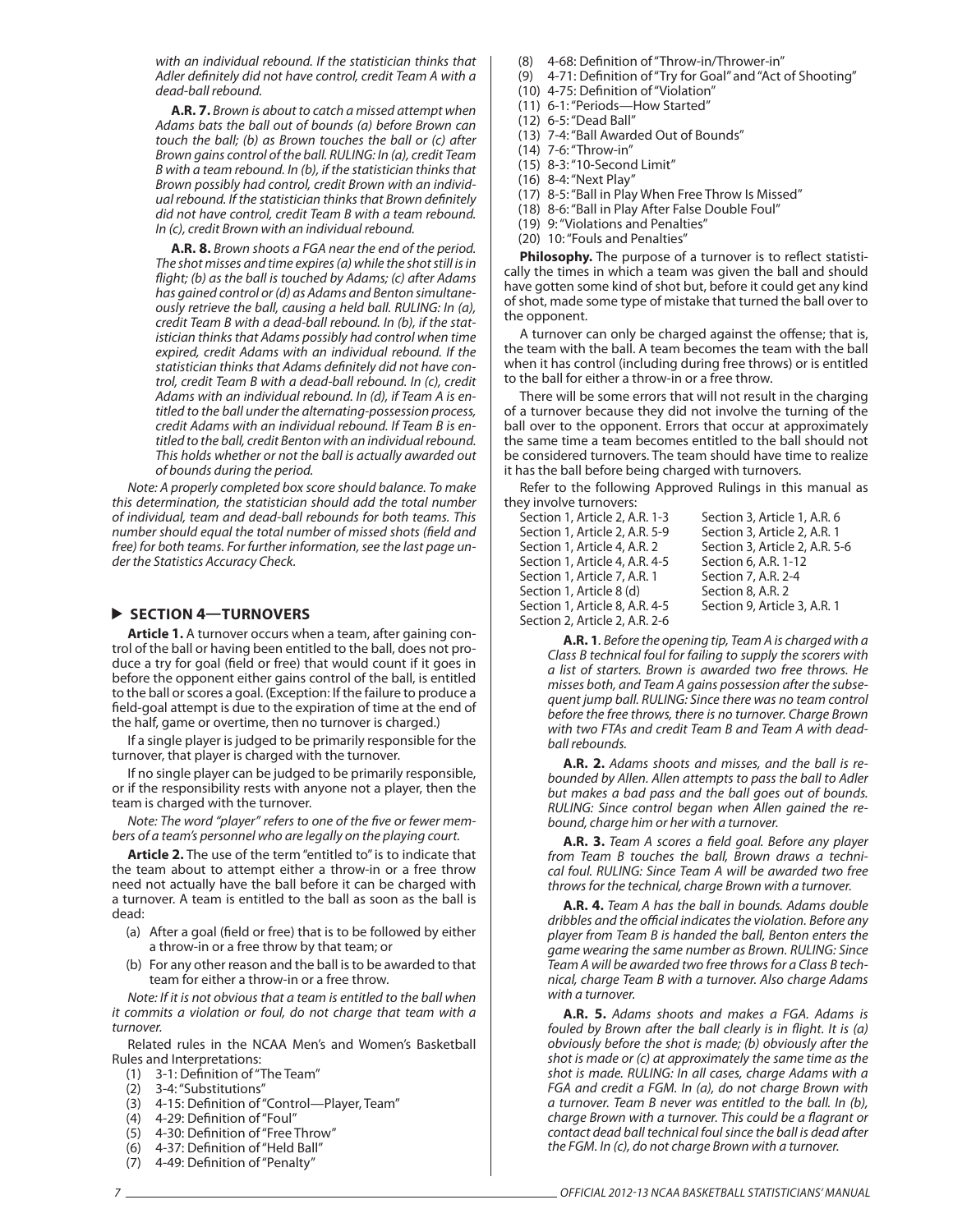*with an individual rebound. If the statistician thinks that Adler definitely did not have control, credit Team A with a dead-ball rebound.*

**A.R. 7.** *Brown is about to catch a missed attempt when Adams bats the ball out of bounds (a) before Brown can touch the ball; (b) as Brown touches the ball or (c) after Brown gains control of the ball. RULING: In (a), credit Team B with a team rebound. In (b), if the statistician thinks that Brown possibly had control, credit Brown with an individual rebound. If the statistician thinks that Brown definitely did not have control, credit Team B with a team rebound. In (c), credit Brown with an individual rebound.*

**A.R. 8.** *Brown shoots a FGA near the end of the period. The shot misses and time expires (a) while the shot still is in flight; (b) as the ball is touched by Adams; (c) after Adams has gained control or (d) as Adams and Benton simultaneously retrieve the ball, causing a held ball. RULING: In (a), credit Team B with a dead-ball rebound. In (b), if the statistician thinks that Adams possibly had control when time expired, credit Adams with an individual rebound. If the statistician thinks that Adams definitely did not have control, credit Team B with a dead-ball rebound. In (c), credit Adams with an individual rebound. In (d), if Team A is entitled to the ball under the alternating-possession process, credit Adams with an individual rebound. If Team B is entitled to the ball, credit Benton with an individual rebound. This holds whether or not the ball is actually awarded out of bounds during the period.*

*Note: A properly completed box score should balance. To make this determination, the statistician should add the total number of individual, team and dead-ball rebounds for both teams. This number should equal the total number of missed shots (field and free) for both teams. For further information, see the last page under the Statistics Accuracy Check.*

## SECTION 4—TURNOVERS

**Article 1.** A turnover occurs when a team, after gaining control of the ball or having been entitled to the ball, does not produce a try for goal (field or free) that would count if it goes in before the opponent either gains control of the ball, is entitled to the ball or scores a goal. (Exception: If the failure to produce a field-goal attempt is due to the expiration of time at the end of the half, game or overtime, then no turnover is charged.)

If a single player is judged to be primarily responsible for the turnover, that player is charged with the turnover.

If no single player can be judged to be primarily responsible, or if the responsibility rests with anyone not a player, then the team is charged with the turnover.

*Note: The word "player" refers to one of the five or fewer members of a team's personnel who are legally on the playing court.*

**Article 2.** The use of the term "entitled to" is to indicate that the team about to attempt either a throw-in or a free throw need not actually have the ball before it can be charged with a turnover. A team is entitled to the ball as soon as the ball is dead:

(a) After a goal (field or free) that is to be followed by either a throw-in or a free throw by that team; or
(b) For any other reason and the ball is to be awarded to that team for either a throw-in or a free throw.

*Note: If it is not obvious that a team is entitled to the ball when it commits a violation or foul, do not charge that team with a turnover.*

Related rules in the NCAA Men's and Women's Basketball Rules and Interpretations:

(1) 3-1: Definition of "The Team"
(2) 3-4: "Substitutions"
(3) 4-15: Definition of "Control—Player, Team"
(4) 4-29: Definition of "Foul"
(5) 4-30: Definition of "Free Throw"
(6) 4-37: Definition of "Held Ball"
(7) 4-49: Definition of "Penalty"
(8) 4-68: Definition of "Throw-in/Thrower-in"
(9) 4-71: Definition of "Try for Goal" and "Act of Shooting"
(10) 4-75: Definition of "Violation"
(11) 6-1: "Periods—How Started"
(12) 6-5: "Dead Ball"
(13) 7-4: "Ball Awarded Out of Bounds"
(14) 7-6: "Throw-in"
(15) 8-3: "10-Second Limit"
(16) 8-4: "Next Play"
(17) 8-5: "Ball in Play When Free Throw Is Missed"
(18) 8-6: "Ball in Play After False Double Foul"
(19) 9: "Violations and Penalties"
(20) 10: "Fouls and Penalties"

**Philosophy.** The purpose of a turnover is to reflect statistically the times in which a team was given the ball and should have gotten some kind of shot but, before it could get any kind of shot, made some type of mistake that turned the ball over to the opponent.

A turnover can only be charged against the offense; that is, the team with the ball. A team becomes the team with the ball when it has control (including during free throws) or is entitled to the ball for either a throw-in or a free throw.

There will be some errors that will not result in the charging of a turnover because they did not involve the turning of the ball over to the opponent. Errors that occur at approximately the same time a team becomes entitled to the ball should not be considered turnovers. The team should have time to realize it has the ball before being charged with turnovers.

Refer to the following Approved Rulings in this manual as they involve turnovers:

Section 1, Article 2, A.R. 1-3
Section 1, Article 2, A.R. 5-9
Section 1, Article 4, A.R. 2
Section 1, Article 4, A.R. 4-5
Section 1, Article 7, A.R. 1
Section 1, Article 8 (d)
Section 1, Article 8, A.R. 4-5
Section 2, Article 2, A.R. 2-6
Section 3, Article 1, A.R. 6
Section 3, Article 2, A.R. 1
Section 3, Article 2, A.R. 5-6
Section 6, A.R. 1-12
Section 7, A.R. 2-4
Section 8, A.R. 2
Section 9, Article 3, A.R. 1

**A.R. 1**. *Before the opening tip, Team A is charged with a Class B technical foul for failing to supply the scorers with a list of starters. Brown is awarded two free throws. He misses both, and Team A gains possession after the subsequent jump ball. RULING: Since there was no team control before the free throws, there is no turnover. Charge Brown with two FTAs and credit Team B and Team A with dead-ball rebounds.*

**A.R. 2.** *Adams shoots and misses, and the ball is rebounded by Allen. Allen attempts to pass the ball to Adler but makes a bad pass and the ball goes out of bounds. RULING: Since control began when Allen gained the rebound, charge him or her with a turnover.*

**A.R. 3.** *Team A scores a field goal. Before any player from Team B touches the ball, Brown draws a technical foul. RULING: Since Team A will be awarded two free throws for the technical, charge Brown with a turnover.*

**A.R. 4.** *Team A has the ball in bounds. Adams double dribbles and the official indicates the violation. Before any player from Team B is handed the ball, Benton enters the game wearing the same number as Brown. RULING: Since Team A will be awarded two free throws for a Class B technical, charge Team B with a turnover. Also charge Adams with a turnover.*

**A.R. 5.** *Adams shoots and makes a FGA. Adams is fouled by Brown after the ball clearly is in flight. It is (a) obviously before the shot is made; (b) obviously after the shot is made or (c) at approximately the same time as the shot is made. RULING: In all cases, charge Adams with a FGA and credit a FGM. In (a), do not charge Brown with a turnover. Team B never was entitled to the ball. In (b), charge Brown with a turnover. This could be a flagrant or contact dead ball technical foul since the ball is dead after the FGM. In (c), do not charge Brown with a turnover.*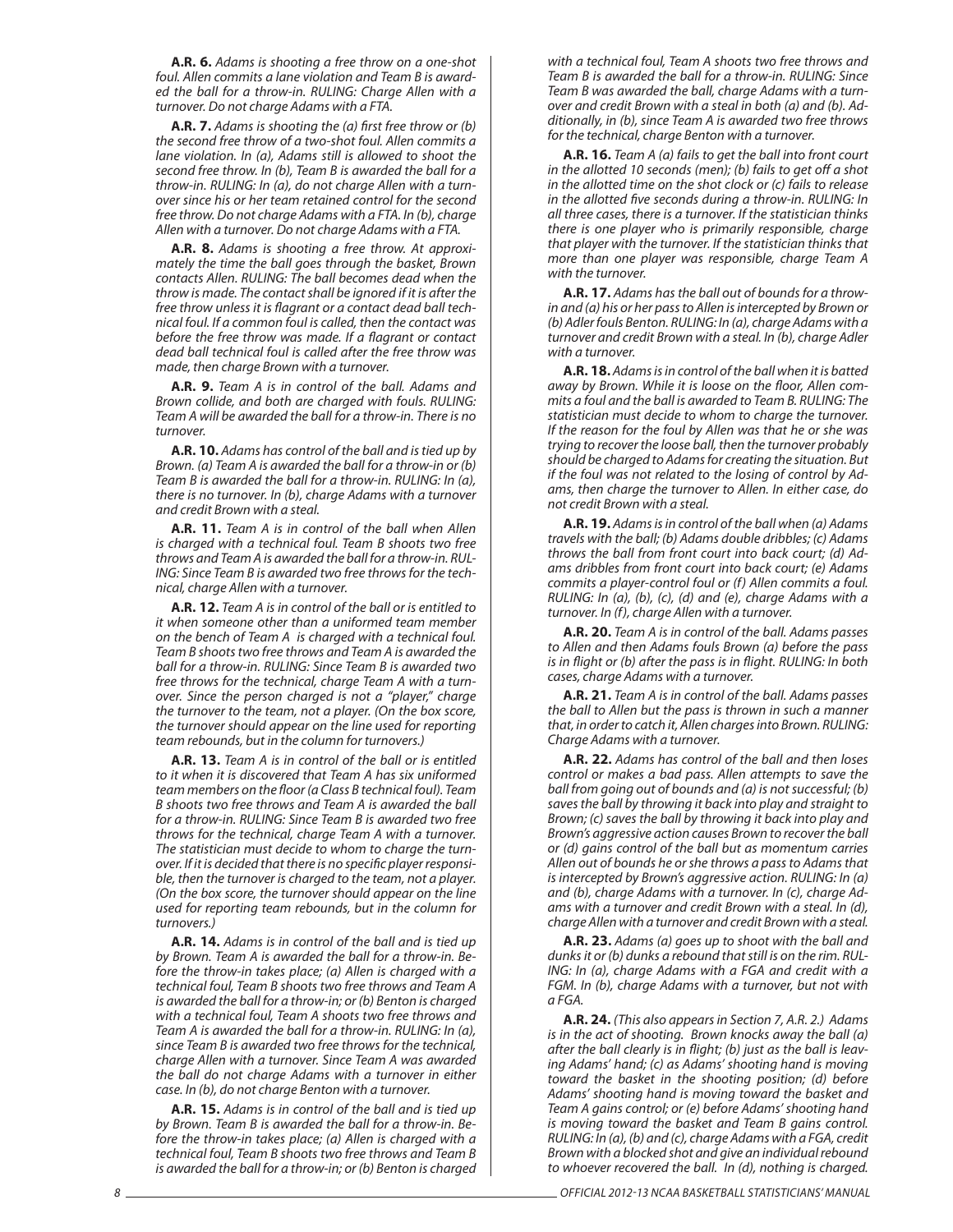**A.R. 6.** *Adams is shooting a free throw on a one-shot foul. Allen commits a lane violation and Team B is awarded the ball for a throw-in. RULING: Charge Allen with a turnover. Do not charge Adams with a FTA.*

**A.R. 7.** *Adams is shooting the (a) first free throw or (b) the second free throw of a two-shot foul. Allen commits a lane violation. In (a), Adams still is allowed to shoot the second free throw. In (b), Team B is awarded the ball for a throw-in. RULING: In (a), do not charge Allen with a turnover since his or her team retained control for the second free throw. Do not charge Adams with a FTA. In (b), charge Allen with a turnover. Do not charge Adams with a FTA.*

**A.R. 8.** *Adams is shooting a free throw. At approximately the time the ball goes through the basket, Brown contacts Allen. RULING: The ball becomes dead when the throw is made. The contact shall be ignored if it is after the free throw unless it is flagrant or a contact dead ball technical foul. If a common foul is called, then the contact was before the free throw was made. If a flagrant or contact dead ball technical foul is called after the free throw was made, then charge Brown with a turnover.*

**A.R. 9.** *Team A is in control of the ball. Adams and Brown collide, and both are charged with fouls. RULING: Team A will be awarded the ball for a throw-in. There is no turnover.*

**A.R. 10.** *Adams has control of the ball and is tied up by Brown. (a) Team A is awarded the ball for a throw-in or (b) Team B is awarded the ball for a throw-in. RULING: In (a), there is no turnover. In (b), charge Adams with a turnover and credit Brown with a steal.*

**A.R. 11.** *Team A is in control of the ball when Allen is charged with a technical foul. Team B shoots two free throws and Team A is awarded the ball for a throw-in. RULING: Since Team B is awarded two free throws for the technical, charge Allen with a turnover.*

**A.R. 12.** *Team A is in control of the ball or is entitled to it when someone other than a uniformed team member on the bench of Team A is charged with a technical foul. Team B shoots two free throws and Team A is awarded the ball for a throw-in. RULING: Since Team B is awarded two free throws for the technical, charge Team A with a turnover. Since the person charged is not a "player," charge the turnover to the team, not a player. (On the box score, the turnover should appear on the line used for reporting team rebounds, but in the column for turnovers.)*

**A.R. 13.** *Team A is in control of the ball or is entitled to it when it is discovered that Team A has six uniformed team members on the floor (a Class B technical foul). Team B shoots two free throws and Team A is awarded the ball for a throw-in. RULING: Since Team B is awarded two free throws for the technical, charge Team A with a turnover. The statistician must decide to whom to charge the turnover. If it is decided that there is no specific player responsible, then the turnover is charged to the team, not a player. (On the box score, the turnover should appear on the line used for reporting team rebounds, but in the column for turnovers.)*

**A.R. 14.** *Adams is in control of the ball and is tied up by Brown. Team A is awarded the ball for a throw-in. Before the throw-in takes place; (a) Allen is charged with a technical foul, Team B shoots two free throws and Team A is awarded the ball for a throw-in; or (b) Benton is charged with a technical foul, Team A shoots two free throws and Team A is awarded the ball for a throw-in. RULING: In (a), since Team B is awarded two free throws for the technical, charge Allen with a turnover. Since Team A was awarded the ball do not charge Adams with a turnover in either case. In (b), do not charge Benton with a turnover.*

**A.R. 15.** *Adams is in control of the ball and is tied up by Brown. Team B is awarded the ball for a throw-in. Before the throw-in takes place; (a) Allen is charged with a technical foul, Team B shoots two free throws and Team B is awarded the ball for a throw-in; or (b) Benton is charged with a technical foul, Team A shoots two free throws and Team B is awarded the ball for a throw-in. RULING: Since Team B was awarded the ball, charge Adams with a turnover and credit Brown with a steal in both (a) and (b). Additionally, in (b), since Team A is awarded two free throws for the technical, charge Benton with a turnover.*

**A.R. 16.** *Team A (a) fails to get the ball into front court in the allotted 10 seconds (men); (b) fails to get off a shot in the allotted time on the shot clock or (c) fails to release in the allotted five seconds during a throw-in. RULING: In all three cases, there is a turnover. If the statistician thinks there is one player who is primarily responsible, charge that player with the turnover. If the statistician thinks that more than one player was responsible, charge Team A with the turnover.*

**A.R. 17.** *Adams has the ball out of bounds for a throw-in and (a) his or her pass to Allen is intercepted by Brown or (b) Adler fouls Benton. RULING: In (a), charge Adams with a turnover and credit Brown with a steal. In (b), charge Adler with a turnover.*

**A.R. 18.** *Adams is in control of the ball when it is batted away by Brown. While it is loose on the floor, Allen commits a foul and the ball is awarded to Team B. RULING: The statistician must decide to whom to charge the turnover. If the reason for the foul by Allen was that he or she was trying to recover the loose ball, then the turnover probably should be charged to Adams for creating the situation. But if the foul was not related to the losing of control by Adams, then charge the turnover to Allen. In either case, do not credit Brown with a steal.*

**A.R. 19.** *Adams is in control of the ball when (a) Adams travels with the ball; (b) Adams double dribbles; (c) Adams throws the ball from front court into back court; (d) Adams dribbles from front court into back court; (e) Adams commits a player-control foul or (f) Allen commits a foul. RULING: In (a), (b), (c), (d) and (e), charge Adams with a turnover. In (f), charge Allen with a turnover.*

**A.R. 20.** *Team A is in control of the ball. Adams passes to Allen and then Adams fouls Brown (a) before the pass is in flight or (b) after the pass is in flight. RULING: In both cases, charge Adams with a turnover.*

**A.R. 21.** *Team A is in control of the ball. Adams passes the ball to Allen but the pass is thrown in such a manner that, in order to catch it, Allen charges into Brown. RULING: Charge Adams with a turnover.*

**A.R. 22.** *Adams has control of the ball and then loses control or makes a bad pass. Allen attempts to save the ball from going out of bounds and (a) is not successful; (b) saves the ball by throwing it back into play and straight to Brown; (c) saves the ball by throwing it back into play and Brown's aggressive action causes Brown to recover the ball or (d) gains control of the ball but as momentum carries Allen out of bounds he or she throws a pass to Adams that is intercepted by Brown's aggressive action. RULING: In (a) and (b), charge Adams with a turnover. In (c), charge Adams with a turnover and credit Brown with a steal. In (d), charge Allen with a turnover and credit Brown with a steal.*

**A.R. 23.** *Adams (a) goes up to shoot with the ball and dunks it or (b) dunks a rebound that still is on the rim. RULING: In (a), charge Adams with a FGA and credit with a FGM. In (b), charge Adams with a turnover, but not with a FGA.*

**A.R. 24.** *(This also appears in Section 7, A.R. 2.) Adams is in the act of shooting. Brown knocks away the ball (a) after the ball clearly is in flight; (b) just as the ball is leaving Adams' hand; (c) as Adams' shooting hand is moving toward the basket in the shooting position; (d) before Adams' shooting hand is moving toward the basket and Team A gains control; or (e) before Adams' shooting hand is moving toward the basket and Team B gains control. RULING: In (a), (b) and (c), charge Adams with a FGA, credit Brown with a blocked shot and give an individual rebound to whoever recovered the ball. In (d), nothing is charged.*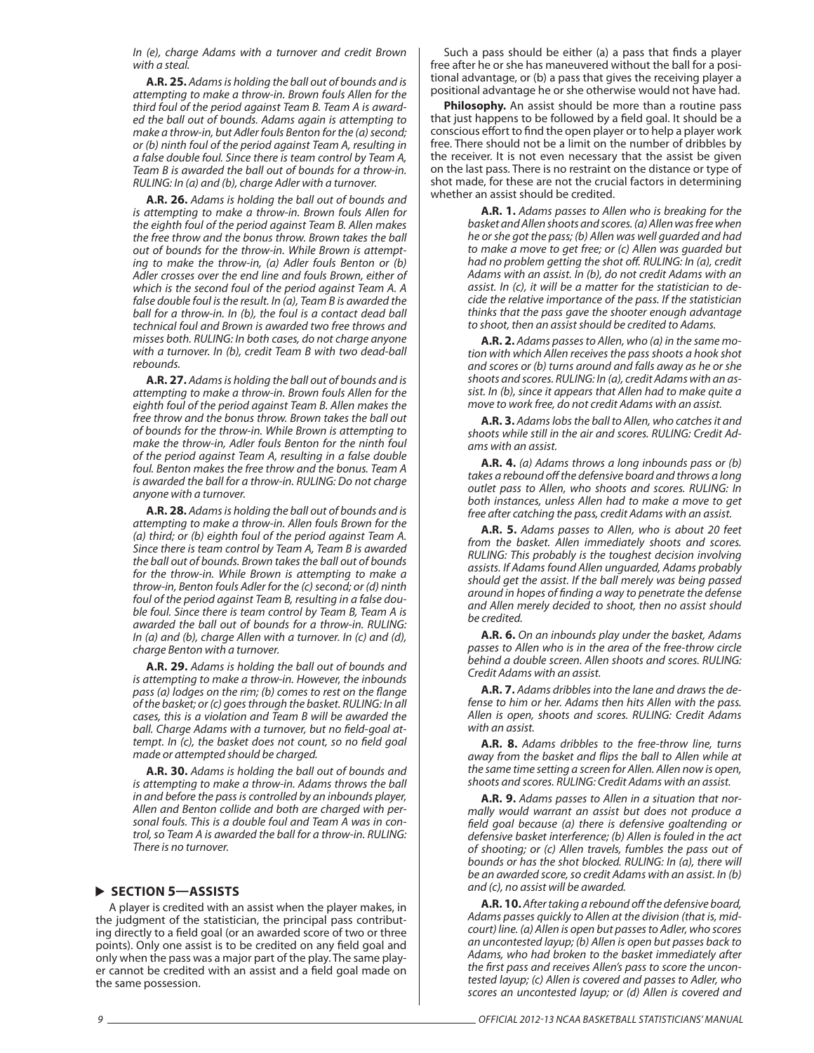*In (e), charge Adams with a turnover and credit Brown with a steal.*

**A.R. 25.** *Adams is holding the ball out of bounds and is attempting to make a throw-in. Brown fouls Allen for the third foul of the period against Team B. Team A is awarded the ball out of bounds. Adams again is attempting to make a throw-in, but Adler fouls Benton for the (a) second; or (b) ninth foul of the period against Team A, resulting in a false double foul. Since there is team control by Team A, Team B is awarded the ball out of bounds for a throw-in. RULING: In (a) and (b), charge Adler with a turnover.*

**A.R. 26.** *Adams is holding the ball out of bounds and is attempting to make a throw-in. Brown fouls Allen for the eighth foul of the period against Team B. Allen makes the free throw and the bonus throw. Brown takes the ball out of bounds for the throw-in. While Brown is attempting to make the throw-in, (a) Adler fouls Benton or (b) Adler crosses over the end line and fouls Brown, either of which is the second foul of the period against Team A. A false double foul is the result. In (a), Team B is awarded the ball for a throw-in. In (b), the foul is a contact dead ball technical foul and Brown is awarded two free throws and misses both. RULING: In both cases, do not charge anyone with a turnover. In (b), credit Team B with two dead-ball rebounds.*

**A.R. 27.** *Adams is holding the ball out of bounds and is attempting to make a throw-in. Brown fouls Allen for the eighth foul of the period against Team B. Allen makes the free throw and the bonus throw. Brown takes the ball out of bounds for the throw-in. While Brown is attempting to make the throw-in, Adler fouls Benton for the ninth foul of the period against Team A, resulting in a false double foul. Benton makes the free throw and the bonus. Team A is awarded the ball for a throw-in. RULING: Do not charge anyone with a turnover.*

**A.R. 28.** *Adams is holding the ball out of bounds and is attempting to make a throw-in. Allen fouls Brown for the (a) third; or (b) eighth foul of the period against Team A. Since there is team control by Team A, Team B is awarded the ball out of bounds. Brown takes the ball out of bounds for the throw-in. While Brown is attempting to make a throw-in, Benton fouls Adler for the (c) second; or (d) ninth foul of the period against Team B, resulting in a false double foul. Since there is team control by Team B, Team A is awarded the ball out of bounds for a throw-in. RULING: In (a) and (b), charge Allen with a turnover. In (c) and (d), charge Benton with a turnover.*

**A.R. 29.** *Adams is holding the ball out of bounds and is attempting to make a throw-in. However, the inbounds pass (a) lodges on the rim; (b) comes to rest on the flange of the basket; or (c) goes through the basket. RULING: In all cases, this is a violation and Team B will be awarded the ball. Charge Adams with a turnover, but no field-goal attempt. In (c), the basket does not count, so no field goal made or attempted should be charged.*

**A.R. 30.** *Adams is holding the ball out of bounds and is attempting to make a throw-in. Adams throws the ball in and before the pass is controlled by an inbounds player, Allen and Benton collide and both are charged with personal fouls. This is a double foul and Team A was in control, so Team A is awarded the ball for a throw-in. RULING: There is no turnover.*

## SECTION 5—ASSISTS

A player is credited with an assist when the player makes, in the judgment of the statistician, the principal pass contributing directly to a field goal (or an awarded score of two or three points). Only one assist is to be credited on any field goal and only when the pass was a major part of the play. The same player cannot be credited with an assist and a field goal made on the same possession.

Such a pass should be either (a) a pass that finds a player free after he or she has maneuvered without the ball for a positional advantage, or (b) a pass that gives the receiving player a positional advantage he or she otherwise would not have had.

**Philosophy.** An assist should be more than a routine pass that just happens to be followed by a field goal. It should be a conscious effort to find the open player or to help a player work free. There should not be a limit on the number of dribbles by the receiver. It is not even necessary that the assist be given on the last pass. There is no restraint on the distance or type of shot made, for these are not the crucial factors in determining whether an assist should be credited.

**A.R. 1.** *Adams passes to Allen who is breaking for the basket and Allen shoots and scores. (a) Allen was free when he or she got the pass; (b) Allen was well guarded and had to make a move to get free; or (c) Allen was guarded but had no problem getting the shot off. RULING: In (a), credit Adams with an assist. In (b), do not credit Adams with an assist. In (c), it will be a matter for the statistician to decide the relative importance of the pass. If the statistician thinks that the pass gave the shooter enough advantage to shoot, then an assist should be credited to Adams.*

**A.R. 2.** *Adams passes to Allen, who (a) in the same motion with which Allen receives the pass shoots a hook shot and scores or (b) turns around and falls away as he or she shoots and scores. RULING: In (a), credit Adams with an assist. In (b), since it appears that Allen had to make quite a move to work free, do not credit Adams with an assist.*

**A.R. 3.** *Adams lobs the ball to Allen, who catches it and shoots while still in the air and scores. RULING: Credit Adams with an assist.*

**A.R. 4.** *(a) Adams throws a long inbounds pass or (b) takes a rebound off the defensive board and throws a long outlet pass to Allen, who shoots and scores. RULING: In both instances, unless Allen had to make a move to get free after catching the pass, credit Adams with an assist.*

**A.R. 5.** *Adams passes to Allen, who is about 20 feet from the basket. Allen immediately shoots and scores. RULING: This probably is the toughest decision involving assists. If Adams found Allen unguarded, Adams probably should get the assist. If the ball merely was being passed around in hopes of finding a way to penetrate the defense and Allen merely decided to shoot, then no assist should be credited.*

**A.R. 6.** *On an inbounds play under the basket, Adams passes to Allen who is in the area of the free-throw circle behind a double screen. Allen shoots and scores. RULING: Credit Adams with an assist.*

**A.R. 7.** *Adams dribbles into the lane and draws the defense to him or her. Adams then hits Allen with the pass. Allen is open, shoots and scores. RULING: Credit Adams with an assist.*

**A.R. 8.** *Adams dribbles to the free-throw line, turns away from the basket and flips the ball to Allen while at the same time setting a screen for Allen. Allen now is open, shoots and scores. RULING: Credit Adams with an assist.*

**A.R. 9.** *Adams passes to Allen in a situation that normally would warrant an assist but does not produce a field goal because (a) there is defensive goaltending or defensive basket interference; (b) Allen is fouled in the act of shooting; or (c) Allen travels, fumbles the pass out of bounds or has the shot blocked. RULING: In (a), there will be an awarded score, so credit Adams with an assist. In (b) and (c), no assist will be awarded.*

**A.R. 10.** *After taking a rebound off the defensive board, Adams passes quickly to Allen at the division (that is, mid-court) line. (a) Allen is open but passes to Adler, who scores an uncontested layup; (b) Allen is open but passes back to Adams, who had broken to the basket immediately after the first pass and receives Allen's pass to score the uncontested layup; (c) Allen is covered and passes to Adler, who scores an uncontested layup; or (d) Allen is covered and*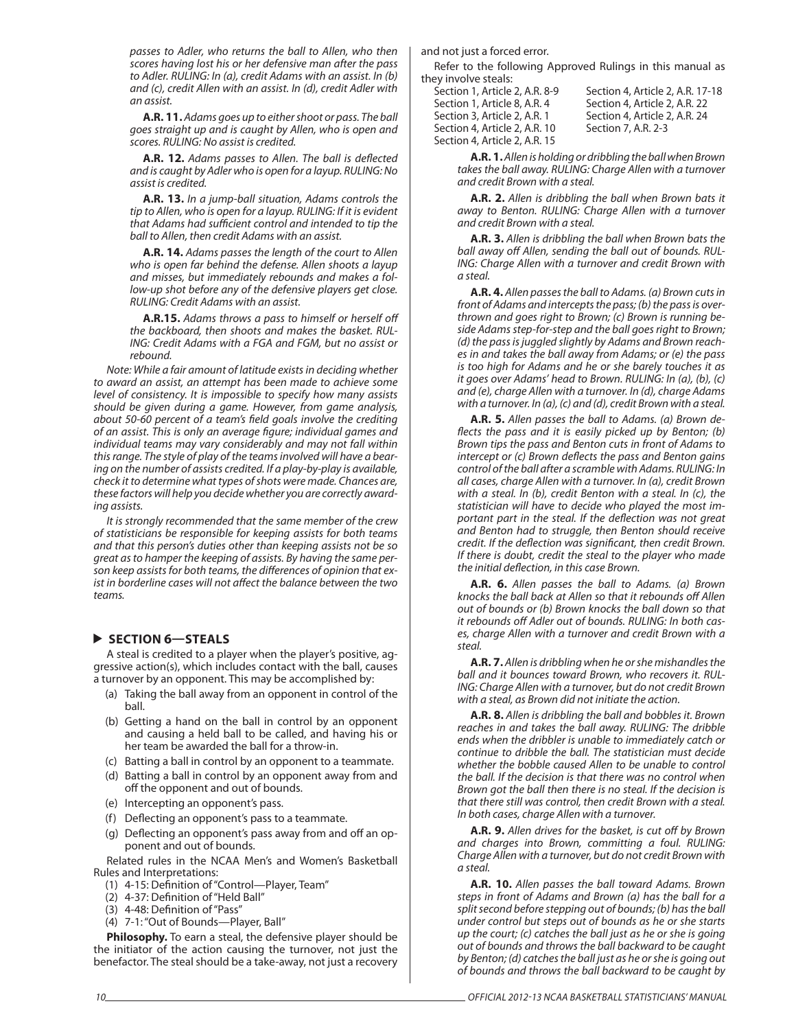*passes to Adler, who returns the ball to Allen, who then scores having lost his or her defensive man after the pass to Adler. RULING: In (a), credit Adams with an assist. In (b) and (c), credit Allen with an assist. In (d), credit Adler with an assist.*

**A.R. 11.** *Adams goes up to either shoot or pass. The ball goes straight up and is caught by Allen, who is open and scores. RULING: No assist is credited.*

**A.R. 12.** *Adams passes to Allen. The ball is deflected and is caught by Adler who is open for a layup. RULING: No assist is credited.*

**A.R. 13.** *In a jump-ball situation, Adams controls the tip to Allen, who is open for a layup. RULING: If it is evident that Adams had sufficient control and intended to tip the ball to Allen, then credit Adams with an assist.*

**A.R. 14.** *Adams passes the length of the court to Allen who is open far behind the defense. Allen shoots a layup and misses, but immediately rebounds and makes a follow-up shot before any of the defensive players get close. RULING: Credit Adams with an assist.*

**A.R.15.** *Adams throws a pass to himself or herself off the backboard, then shoots and makes the basket. RULING: Credit Adams with a FGA and FGM, but no assist or rebound.*

*Note: While a fair amount of latitude exists in deciding whether to award an assist, an attempt has been made to achieve some level of consistency. It is impossible to specify how many assists should be given during a game. However, from game analysis, about 50-60 percent of a team's field goals involve the crediting of an assist. This is only an average figure; individual games and individual teams may vary considerably and may not fall within this range. The style of play of the teams involved will have a bearing on the number of assists credited. If a play-by-play is available, check it to determine what types of shots were made. Chances are, these factors will help you decide whether you are correctly awarding assists.*

*It is strongly recommended that the same member of the crew of statisticians be responsible for keeping assists for both teams and that this person's duties other than keeping assists not be so great as to hamper the keeping of assists. By having the same person keep assists for both teams, the differences of opinion that exist in borderline cases will not affect the balance between the two teams.*

## SECTION 6—STEALS

A steal is credited to a player when the player's positive, aggressive action(s), which includes contact with the ball, causes a turnover by an opponent. This may be accomplished by:

(a) Taking the ball away from an opponent in control of the ball.
(b) Getting a hand on the ball in control by an opponent and causing a held ball to be called, and having his or her team be awarded the ball for a throw-in.
(c) Batting a ball in control by an opponent to a teammate.
(d) Batting a ball in control by an opponent away from and off the opponent and out of bounds.
(e) Intercepting an opponent's pass.
(f) Deflecting an opponent's pass to a teammate.
(g) Deflecting an opponent's pass away from and off an opponent and out of bounds.

Related rules in the NCAA Men's and Women's Basketball Rules and Interpretations:

(1) 4-15: Definition of "Control—Player, Team"
(2) 4-37: Definition of "Held Ball"
(3) 4-48: Definition of "Pass"
(4) 7-1: "Out of Bounds—Player, Ball"

**Philosophy.** To earn a steal, the defensive player should be the initiator of the action causing the turnover, not just the benefactor. The steal should be a take-away, not just a recovery and not just a forced error.

Refer to the following Approved Rulings in this manual as they involve steals:

Section 1, Article 2, A.R. 8-9
Section 1, Article 8, A.R. 4
Section 3, Article 2, A.R. 1
Section 4, Article 2, A.R. 10
Section 4, Article 2, A.R. 15
Section 4, Article 2, A.R. 17-18
Section 4, Article 2, A.R. 22
Section 4, Article 2, A.R. 24
Section 7, A.R. 2-3

**A.R. 1.** *Allen is holding or dribbling the ball when Brown takes the ball away. RULING: Charge Allen with a turnover and credit Brown with a steal.*

**A.R. 2.** *Allen is dribbling the ball when Brown bats it away to Benton. RULING: Charge Allen with a turnover and credit Brown with a steal.*

**A.R. 3.** *Allen is dribbling the ball when Brown bats the ball away off Allen, sending the ball out of bounds. RULING: Charge Allen with a turnover and credit Brown with a steal.*

**A.R. 4.** *Allen passes the ball to Adams. (a) Brown cuts in front of Adams and intercepts the pass; (b) the pass is overthrown and goes right to Brown; (c) Brown is running beside Adams step-for-step and the ball goes right to Brown; (d) the pass is juggled slightly by Adams and Brown reaches in and takes the ball away from Adams; or (e) the pass is too high for Adams and he or she barely touches it as it goes over Adams' head to Brown. RULING: In (a), (b), (c) and (e), charge Allen with a turnover. In (d), charge Adams with a turnover. In (a), (c) and (d), credit Brown with a steal.*

**A.R. 5.** *Allen passes the ball to Adams. (a) Brown deflects the pass and it is easily picked up by Benton; (b) Brown tips the pass and Benton cuts in front of Adams to intercept or (c) Brown deflects the pass and Benton gains control of the ball after a scramble with Adams. RULING: In all cases, charge Allen with a turnover. In (a), credit Brown with a steal. In (b), credit Benton with a steal. In (c), the statistician will have to decide who played the most important part in the steal. If the deflection was not great and Benton had to struggle, then Benton should receive credit. If the deflection was significant, then credit Brown. If there is doubt, credit the steal to the player who made the initial deflection, in this case Brown.*

**A.R. 6.** *Allen passes the ball to Adams. (a) Brown knocks the ball back at Allen so that it rebounds off Allen out of bounds or (b) Brown knocks the ball down so that it rebounds off Adler out of bounds. RULING: In both cases, charge Allen with a turnover and credit Brown with a steal.*

**A.R. 7.** *Allen is dribbling when he or she mishandles the ball and it bounces toward Brown, who recovers it. RULING: Charge Allen with a turnover, but do not credit Brown with a steal, as Brown did not initiate the action.*

**A.R. 8.** *Allen is dribbling the ball and bobbles it. Brown reaches in and takes the ball away. RULING: The dribble ends when the dribbler is unable to immediately catch or continue to dribble the ball. The statistician must decide whether the bobble caused Allen to be unable to control the ball. If the decision is that there was no control when Brown got the ball then there is no steal. If the decision is that there still was control, then credit Brown with a steal. In both cases, charge Allen with a turnover.*

**A.R. 9.** *Allen drives for the basket, is cut off by Brown and charges into Brown, committing a foul. RULING: Charge Allen with a turnover, but do not credit Brown with a steal.*

**A.R. 10.** *Allen passes the ball toward Adams. Brown steps in front of Adams and Brown (a) has the ball for a split second before stepping out of bounds; (b) has the ball under control but steps out of bounds as he or she starts up the court; (c) catches the ball just as he or she is going out of bounds and throws the ball backward to be caught by Benton; (d) catches the ball just as he or she is going out of bounds and throws the ball backward to be caught by*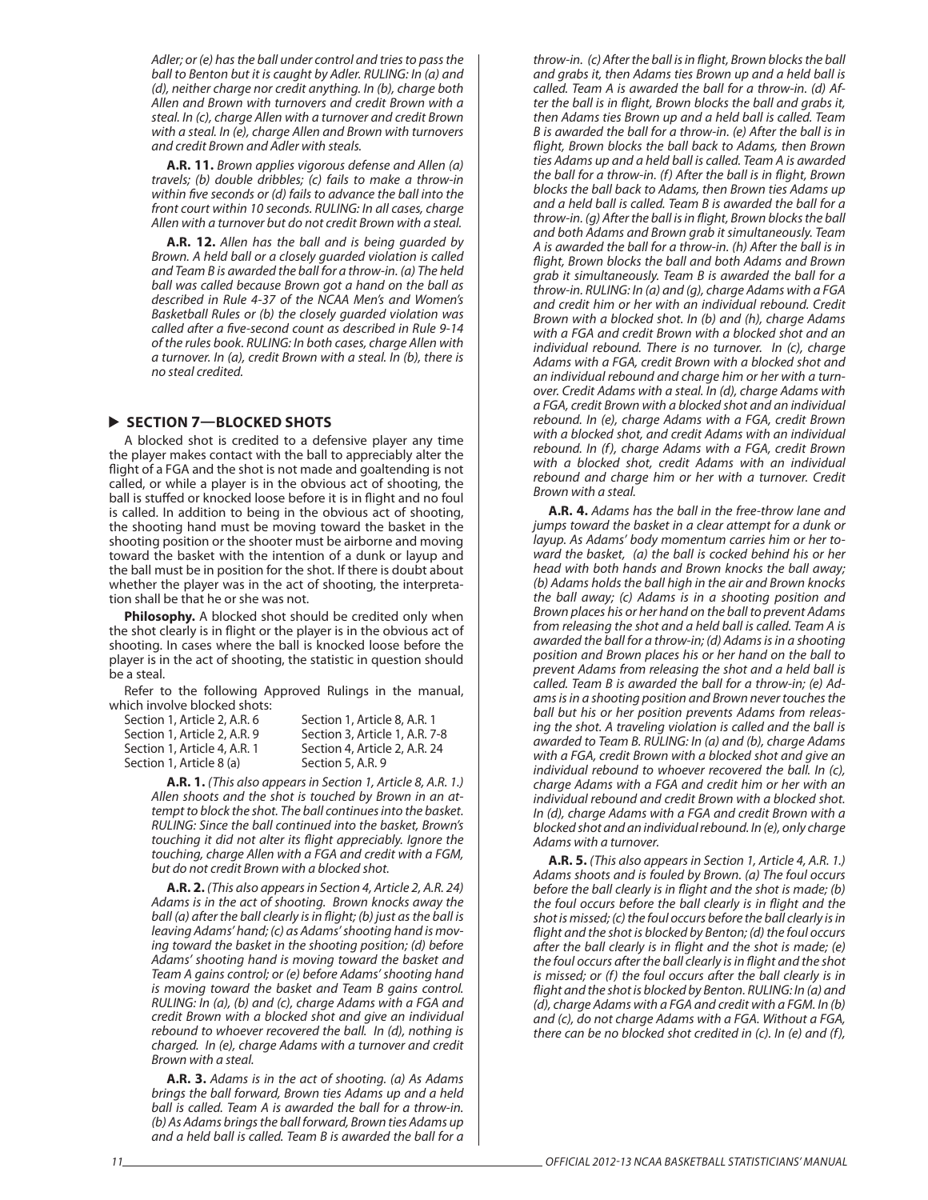*Adler; or (e) has the ball under control and tries to pass the ball to Benton but it is caught by Adler. RULING: In (a) and (d), neither charge nor credit anything. In (b), charge both Allen and Brown with turnovers and credit Brown with a steal. In (c), charge Allen with a turnover and credit Brown with a steal. In (e), charge Allen and Brown with turnovers and credit Brown and Adler with steals.*

**A.R. 11.** *Brown applies vigorous defense and Allen (a) travels; (b) double dribbles; (c) fails to make a throw-in within five seconds or (d) fails to advance the ball into the front court within 10 seconds. RULING: In all cases, charge Allen with a turnover but do not credit Brown with a steal.*

**A.R. 12.** *Allen has the ball and is being guarded by Brown. A held ball or a closely guarded violation is called and Team B is awarded the ball for a throw-in. (a) The held ball was called because Brown got a hand on the ball as described in Rule 4-37 of the NCAA Men's and Women's Basketball Rules or (b) the closely guarded violation was called after a five-second count as described in Rule 9-14 of the rules book. RULING: In both cases, charge Allen with a turnover. In (a), credit Brown with a steal. In (b), there is no steal credited.*

## SECTION 7—BLOCKED SHOTS

A blocked shot is credited to a defensive player any time the player makes contact with the ball to appreciably alter the flight of a FGA and the shot is not made and goaltending is not called, or while a player is in the obvious act of shooting, the ball is stuffed or knocked loose before it is in flight and no foul is called. In addition to being in the obvious act of shooting, the shooting hand must be moving toward the basket in the shooting position or the shooter must be airborne and moving toward the basket with the intention of a dunk or layup and the ball must be in position for the shot. If there is doubt about whether the player was in the act of shooting, the interpretation shall be that he or she was not.

**Philosophy.** A blocked shot should be credited only when the shot clearly is in flight or the player is in the obvious act of shooting. In cases where the ball is knocked loose before the player is in the act of shooting, the statistic in question should be a steal.

Refer to the following Approved Rulings in the manual, which involve blocked shots:

| | |
|---|---|
| Section 1, Article 2, A.R. 6 | Section 1, Article 8, A.R. 1 |
| Section 1, Article 2, A.R. 9 | Section 3, Article 1, A.R. 7-8 |
| Section 1, Article 4, A.R. 1 | Section 4, Article 2, A.R. 24 |
| Section 1, Article 8 (a) | Section 5, A.R. 9 |

**A.R. 1.** *(This also appears in Section 1, Article 8, A.R. 1.) Allen shoots and the shot is touched by Brown in an attempt to block the shot. The ball continues into the basket. RULING: Since the ball continued into the basket, Brown's touching it did not alter its flight appreciably. Ignore the touching, charge Allen with a FGA and credit with a FGM, but do not credit Brown with a blocked shot.*

**A.R. 2.** *(This also appears in Section 4, Article 2, A.R. 24) Adams is in the act of shooting. Brown knocks away the ball (a) after the ball clearly is in flight; (b) just as the ball is leaving Adams' hand; (c) as Adams' shooting hand is moving toward the basket in the shooting position; (d) before Adams' shooting hand is moving toward the basket and Team A gains control; or (e) before Adams' shooting hand is moving toward the basket and Team B gains control. RULING: In (a), (b) and (c), charge Adams with a FGA and credit Brown with a blocked shot and give an individual rebound to whoever recovered the ball. In (d), nothing is charged. In (e), charge Adams with a turnover and credit Brown with a steal.*

**A.R. 3.** *Adams is in the act of shooting. (a) As Adams brings the ball forward, Brown ties Adams up and a held ball is called. Team A is awarded the ball for a throw-in. (b) As Adams brings the ball forward, Brown ties Adams up and a held ball is called. Team B is awarded the ball for a throw-in. (c) After the ball is in flight, Brown blocks the ball and grabs it, then Adams ties Brown up and a held ball is called. Team A is awarded the ball for a throw-in. (d) After the ball is in flight, Brown blocks the ball and grabs it, then Adams ties Brown up and a held ball is called. Team B is awarded the ball for a throw-in. (e) After the ball is in flight, Brown blocks the ball back to Adams, then Brown ties Adams up and a held ball is called. Team A is awarded the ball for a throw-in. (f) After the ball is in flight, Brown blocks the ball back to Adams, then Brown ties Adams up and a held ball is called. Team B is awarded the ball for a throw-in. (g) After the ball is in flight, Brown blocks the ball and both Adams and Brown grab it simultaneously. Team A is awarded the ball for a throw-in. (h) After the ball is in flight, Brown blocks the ball and both Adams and Brown grab it simultaneously. Team B is awarded the ball for a throw-in. RULING: In (a) and (g), charge Adams with a FGA and credit him or her with an individual rebound. Credit Brown with a blocked shot. In (b) and (h), charge Adams with a FGA and credit Brown with a blocked shot and an individual rebound. There is no turnover. In (c), charge Adams with a FGA, credit Brown with a blocked shot and an individual rebound and charge him or her with a turnover. Credit Adams with a steal. In (d), charge Adams with a FGA, credit Brown with a blocked shot and an individual rebound. In (e), charge Adams with a FGA, credit Brown with a blocked shot, and credit Adams with an individual rebound. In (f), charge Adams with a FGA, credit Brown with a blocked shot, credit Adams with an individual rebound and charge him or her with a turnover. Credit Brown with a steal.*

**A.R. 4.** *Adams has the ball in the free-throw lane and jumps toward the basket in a clear attempt for a dunk or layup. As Adams' body momentum carries him or her toward the basket, (a) the ball is cocked behind his or her head with both hands and Brown knocks the ball away; (b) Adams holds the ball high in the air and Brown knocks the ball away; (c) Adams is in a shooting position and Brown places his or her hand on the ball to prevent Adams from releasing the shot and a held ball is called. Team A is awarded the ball for a throw-in; (d) Adams is in a shooting position and Brown places his or her hand on the ball to prevent Adams from releasing the shot and a held ball is called. Team B is awarded the ball for a throw-in; (e) Adams is in a shooting position and Brown never touches the ball but his or her position prevents Adams from releasing the shot. A traveling violation is called and the ball is awarded to Team B. RULING: In (a) and (b), charge Adams with a FGA, credit Brown with a blocked shot and give an individual rebound to whoever recovered the ball. In (c), charge Adams with a FGA and credit him or her with an individual rebound and credit Brown with a blocked shot. In (d), charge Adams with a FGA and credit Brown with a blocked shot and an individual rebound. In (e), only charge Adams with a turnover.*

**A.R. 5.** *(This also appears in Section 1, Article 4, A.R. 1.) Adams shoots and is fouled by Brown. (a) The foul occurs before the ball clearly is in flight and the shot is made; (b) the foul occurs before the ball clearly is in flight and the shot is missed; (c) the foul occurs before the ball clearly is in flight and the shot is blocked by Benton; (d) the foul occurs after the ball clearly is in flight and the shot is made; (e) the foul occurs after the ball clearly is in flight and the shot is missed; or (f) the foul occurs after the ball clearly is in flight and the shot is blocked by Benton. RULING: In (a) and (d), charge Adams with a FGA and credit with a FGM. In (b) and (c), do not charge Adams with a FGA. Without a FGA, there can be no blocked shot credited in (c). In (e) and (f),*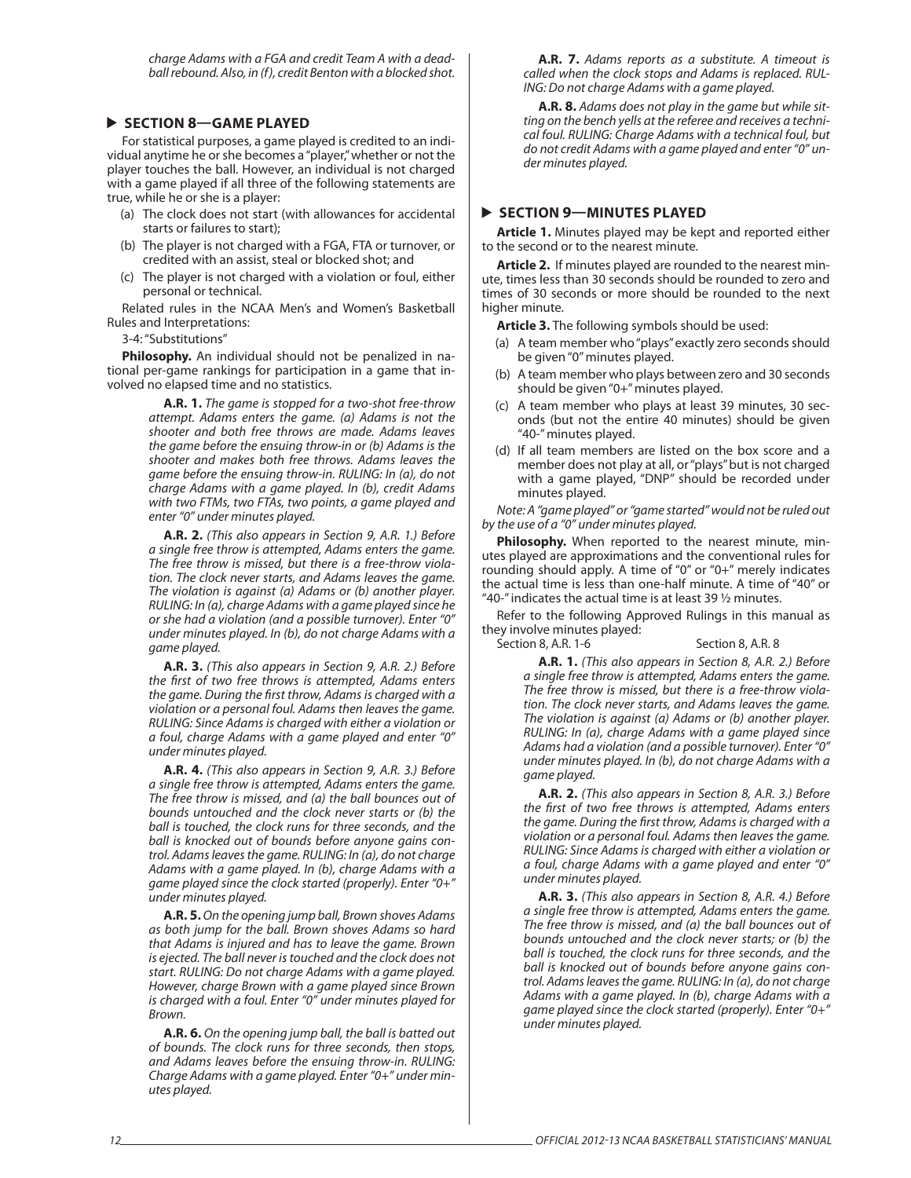*charge Adams with a FGA and credit Team A with a dead-ball rebound. Also, in (f), credit Benton with a blocked shot.*

## ▶ SECTION 8—GAME PLAYED

For statistical purposes, a game played is credited to an individual anytime he or she becomes a "player," whether or not the player touches the ball. However, an individual is not charged with a game played if all three of the following statements are true, while he or she is a player:

(a) The clock does not start (with allowances for accidental starts or failures to start);

(b) The player is not charged with a FGA, FTA or turnover, or credited with an assist, steal or blocked shot; and

(c) The player is not charged with a violation or foul, either personal or technical.

Related rules in the NCAA Men's and Women's Basketball Rules and Interpretations:

3-4: "Substitutions"

**Philosophy.** An individual should not be penalized in national per-game rankings for participation in a game that involved no elapsed time and no statistics.

> **A.R. 1.** *The game is stopped for a two-shot free-throw attempt. Adams enters the game. (a) Adams is not the shooter and both free throws are made. Adams leaves the game before the ensuing throw-in or (b) Adams is the shooter and makes both free throws. Adams leaves the game before the ensuing throw-in. RULING: In (a), do not charge Adams with a game played. In (b), credit Adams with two FTMs, two FTAs, two points, a game played and enter "0" under minutes played.*
>
> **A.R. 2.** *(This also appears in Section 9, A.R. 1.) Before a single free throw is attempted, Adams enters the game. The free throw is missed, but there is a free-throw violation. The clock never starts, and Adams leaves the game. The violation is against (a) Adams or (b) another player. RULING: In (a), charge Adams with a game played since he or she had a violation (and a possible turnover). Enter "0" under minutes played. In (b), do not charge Adams with a game played.*
>
> **A.R. 3.** *(This also appears in Section 9, A.R. 2.) Before the first of two free throws is attempted, Adams enters the game. During the first throw, Adams is charged with a violation or a personal foul. Adams then leaves the game. RULING: Since Adams is charged with either a violation or a foul, charge Adams with a game played and enter "0" under minutes played.*
>
> **A.R. 4.** *(This also appears in Section 9, A.R. 3.) Before a single free throw is attempted, Adams enters the game. The free throw is missed, and (a) the ball bounces out of bounds untouched and the clock never starts or (b) the ball is touched, the clock runs for three seconds, and the ball is knocked out of bounds before anyone gains control. Adams leaves the game. RULING: In (a), do not charge Adams with a game played. In (b), charge Adams with a game played since the clock started (properly). Enter "0+" under minutes played.*
>
> **A.R. 5.** *On the opening jump ball, Brown shoves Adams as both jump for the ball. Brown shoves Adams so hard that Adams is injured and has to leave the game. Brown is ejected. The ball never is touched and the clock does not start. RULING: Do not charge Adams with a game played. However, charge Brown with a game played since Brown is charged with a foul. Enter "0" under minutes played for Brown.*
>
> **A.R. 6.** *On the opening jump ball, the ball is batted out of bounds. The clock runs for three seconds, then stops, and Adams leaves before the ensuing throw-in. RULING: Charge Adams with a game played. Enter "0+" under minutes played.*
>
> **A.R. 7.** *Adams reports as a substitute. A timeout is called when the clock stops and Adams is replaced. RULING: Do not charge Adams with a game played.*
>
> **A.R. 8.** *Adams does not play in the game but while sitting on the bench yells at the referee and receives a technical foul. RULING: Charge Adams with a technical foul, but do not credit Adams with a game played and enter "0" under minutes played.*

## ▶ SECTION 9—MINUTES PLAYED

**Article 1.** Minutes played may be kept and reported either to the second or to the nearest minute.

**Article 2.** If minutes played are rounded to the nearest minute, times less than 30 seconds should be rounded to zero and times of 30 seconds or more should be rounded to the next higher minute.

**Article 3.** The following symbols should be used:

(a) A team member who "plays" exactly zero seconds should be given "0" minutes played.

(b) A team member who plays between zero and 30 seconds should be given "0+" minutes played.

(c) A team member who plays at least 39 minutes, 30 seconds (but not the entire 40 minutes) should be given "40-" minutes played.

(d) If all team members are listed on the box score and a member does not play at all, or "plays" but is not charged with a game played, "DNP" should be recorded under minutes played.

*Note: A "game played" or "game started" would not be ruled out by the use of a "0" under minutes played.*

**Philosophy.** When reported to the nearest minute, minutes played are approximations and the conventional rules for rounding should apply. A time of "0" or "0+" merely indicates the actual time is less than one-half minute. A time of "40" or "40-" indicates the actual time is at least 39 ½ minutes.

Refer to the following Approved Rulings in this manual as they involve minutes played:

Section 8, A.R. 1-6 Section 8, A.R. 8

> **A.R. 1.** *(This also appears in Section 8, A.R. 2.) Before a single free throw is attempted, Adams enters the game. The free throw is missed, but there is a free-throw violation. The clock never starts, and Adams leaves the game. The violation is against (a) Adams or (b) another player. RULING: In (a), charge Adams with a game played since Adams had a violation (and a possible turnover). Enter "0" under minutes played. In (b), do not charge Adams with a game played.*
>
> **A.R. 2.** *(This also appears in Section 8, A.R. 3.) Before the first of two free throws is attempted, Adams enters the game. During the first throw, Adams is charged with a violation or a personal foul. Adams then leaves the game. RULING: Since Adams is charged with either a violation or a foul, charge Adams with a game played and enter "0" under minutes played.*
>
> **A.R. 3.** *(This also appears in Section 8, A.R. 4.) Before a single free throw is attempted, Adams enters the game. The free throw is missed, and (a) the ball bounces out of bounds untouched and the clock never starts; or (b) the ball is touched, the clock runs for three seconds, and the ball is knocked out of bounds before anyone gains control. Adams leaves the game. RULING: In (a), do not charge Adams with a game played. In (b), charge Adams with a game played since the clock started (properly). Enter "0+" under minutes played.*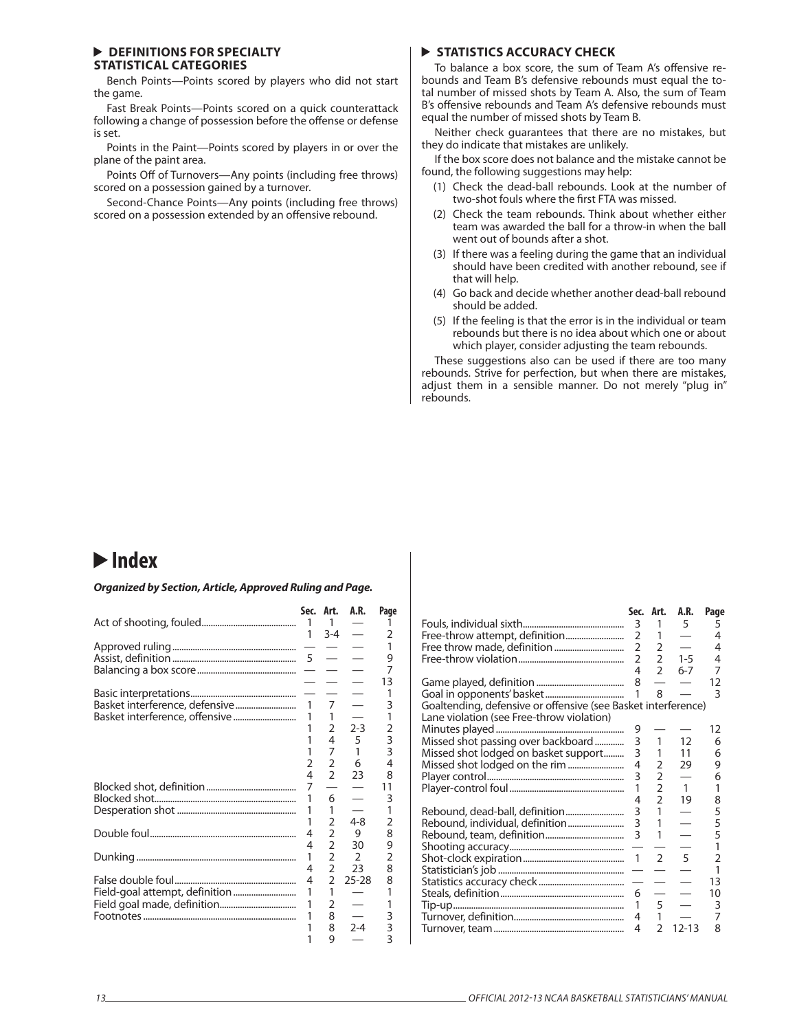## ▶ DEFINITIONS FOR SPECIALTY STATISTICAL CATEGORIES

Bench Points—Points scored by players who did not start the game.

Fast Break Points—Points scored on a quick counterattack following a change of possession before the offense or defense is set.

Points in the Paint—Points scored by players in or over the plane of the paint area.

Points Off of Turnovers—Any points (including free throws) scored on a possession gained by a turnover.

Second-Chance Points—Any points (including free throws) scored on a possession extended by an offensive rebound.

## ▶ STATISTICS ACCURACY CHECK

To balance a box score, the sum of Team A's offensive rebounds and Team B's defensive rebounds must equal the total number of missed shots by Team A. Also, the sum of Team B's offensive rebounds and Team A's defensive rebounds must equal the number of missed shots by Team B.

Neither check guarantees that there are no mistakes, but they do indicate that mistakes are unlikely.

If the box score does not balance and the mistake cannot be found, the following suggestions may help:

(1) Check the dead-ball rebounds. Look at the number of two-shot fouls where the first FTA was missed.

(2) Check the team rebounds. Think about whether either team was awarded the ball for a throw-in when the ball went out of bounds after a shot.

(3) If there was a feeling during the game that an individual should have been credited with another rebound, see if that will help.

(4) Go back and decide whether another dead-ball rebound should be added.

(5) If the feeling is that the error is in the individual or team rebounds but there is no idea about which one or about which player, consider adjusting the team rebounds.

These suggestions also can be used if there are too many rebounds. Strive for perfection, but when there are mistakes, adjust them in a sensible manner. Do not merely "plug in" rebounds.

# ▶ Index

***Organized by Section, Article, Approved Ruling and Page.***

| | Sec. | Art. | A.R. | Page |
|---|---|---|---|---|
| Act of shooting, fouled | 1 | 1 | — | 1 |
| | 1 | 3-4 | — | 2 |
| Approved ruling | — | — | — | 1 |
| Assist, definition | 5 | — | — | 9 |
| Balancing a box score | — | — | — | 7 |
| | — | — | — | 13 |
| Basic interpretations | — | — | — | 1 |
| Basket interference, defensive | 1 | 7 | — | 3 |
| Basket interference, offensive | 1 | 1 | — | 1 |
| | 1 | 2 | 2-3 | 2 |
| | 1 | 4 | 5 | 3 |
| | 1 | 7 | 1 | 3 |
| | 2 | 2 | 6 | 4 |
| | 4 | 2 | 23 | 8 |
| Blocked shot, definition | 7 | — | — | 11 |
| Blocked shot | 1 | 6 | — | 3 |
| Desperation shot | 1 | 1 | — | 1 |
| | 1 | 2 | 4-8 | 2 |
| Double foul | 4 | 2 | 9 | 8 |
| | 4 | 2 | 30 | 9 |
| Dunking | 1 | 2 | 2 | 2 |
| | 4 | 2 | 23 | 8 |
| False double foul | 4 | 2 | 25-28 | 8 |
| Field-goal attempt, definition | 1 | 1 | — | 1 |
| Field goal made, definition | 1 | 2 | — | 1 |
| Footnotes | 1 | 8 | — | 3 |
| | 1 | 8 | 2-4 | 3 |
| | 1 | 9 | — | 3 |

| | Sec. | Art. | A.R. | Page |
|---|---|---|---|---|
| Fouls, individual sixth | 3 | 1 | 5 | 5 |
| Free-throw attempt, definition | 2 | 1 | — | 4 |
| Free throw made, definition | 2 | 2 | — | 4 |
| Free-throw violation | 2 | 2 | 1-5 | 4 |
| | 4 | 2 | 6-7 | 7 |
| Game played, definition | 8 | — | — | 12 |
| Goal in opponents' basket | 1 | 8 | — | 3 |
| Goaltending, defensive or offensive (see Basket interference) | | | | |
| Lane violation (see Free-throw violation) | | | | |
| Minutes played | 9 | — | — | 12 |
| Missed shot passing over backboard | 3 | 1 | 12 | 6 |
| Missed shot lodged on basket support | 3 | 1 | 11 | 6 |
| Missed shot lodged on the rim | 4 | 2 | 29 | 9 |
| Player control | 3 | 2 | — | 6 |
| Player-control foul | 1 | 2 | 1 | 1 |
| | 4 | 2 | 19 | 8 |
| Rebound, dead-ball, definition | 3 | 1 | — | 5 |
| Rebound, individual, definition | 3 | 1 | — | 5 |
| Rebound, team, definition | 3 | 1 | — | 5 |
| Shooting accuracy | — | — | — | 1 |
| Shot-clock expiration | 1 | 2 | 5 | 2 |
| Statistician's job | — | — | — | 1 |
| Statistics accuracy check | — | — | — | 13 |
| Steals, definition | 6 | — | — | 10 |
| Tip-up | 1 | 5 | — | 3 |
| Turnover, definition | 4 | 1 | — | 7 |
| Turnover, team | 4 | 2 | 12-13 | 8 |